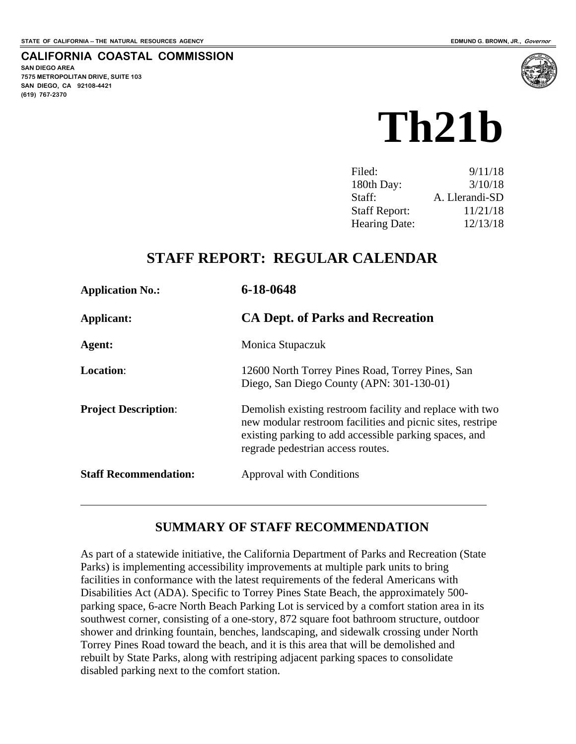STATE OF CALIFORNIA -- THE NATURAL RESOURCES AGENCY

EDMUND G. BROWN, JR., *Governor*

**CALIFORNIA COASTAL COMMISSION**
**SAN DIEGO AREA**
**7575 METROPOLITAN DRIVE, SUITE 103**
**SAN DIEGO, CA 92108-4421**
**(619) 767-2370**

# Th21b

| | |
|---|---|
| Filed: | 9/11/18 |
| 180th Day: | 3/10/18 |
| Staff: | A. Llerandi-SD |
| Staff Report: | 11/21/18 |
| Hearing Date: | 12/13/18 |

## STAFF REPORT: REGULAR CALENDAR

| | |
|---|---|
| **Application No.:** | **6-18-0648** |
| **Applicant:** | **CA Dept. of Parks and Recreation** |
| **Agent:** | Monica Stupaczuk |
| **Location**: | 12600 North Torrey Pines Road, Torrey Pines, San Diego, San Diego County (APN: 301-130-01) |
| **Project Description**: | Demolish existing restroom facility and replace with two new modular restroom facilities and picnic sites, restripe existing parking to add accessible parking spaces, and regrade pedestrian access routes. |
| **Staff Recommendation:** | Approval with Conditions |

## SUMMARY OF STAFF RECOMMENDATION

As part of a statewide initiative, the California Department of Parks and Recreation (State Parks) is implementing accessibility improvements at multiple park units to bring facilities in conformance with the latest requirements of the federal Americans with Disabilities Act (ADA). Specific to Torrey Pines State Beach, the approximately 500-parking space, 6-acre North Beach Parking Lot is serviced by a comfort station area in its southwest corner, consisting of a one-story, 872 square foot bathroom structure, outdoor shower and drinking fountain, benches, landscaping, and sidewalk crossing under North Torrey Pines Road toward the beach, and it is this area that will be demolished and rebuilt by State Parks, along with restriping adjacent parking spaces to consolidate disabled parking next to the comfort station.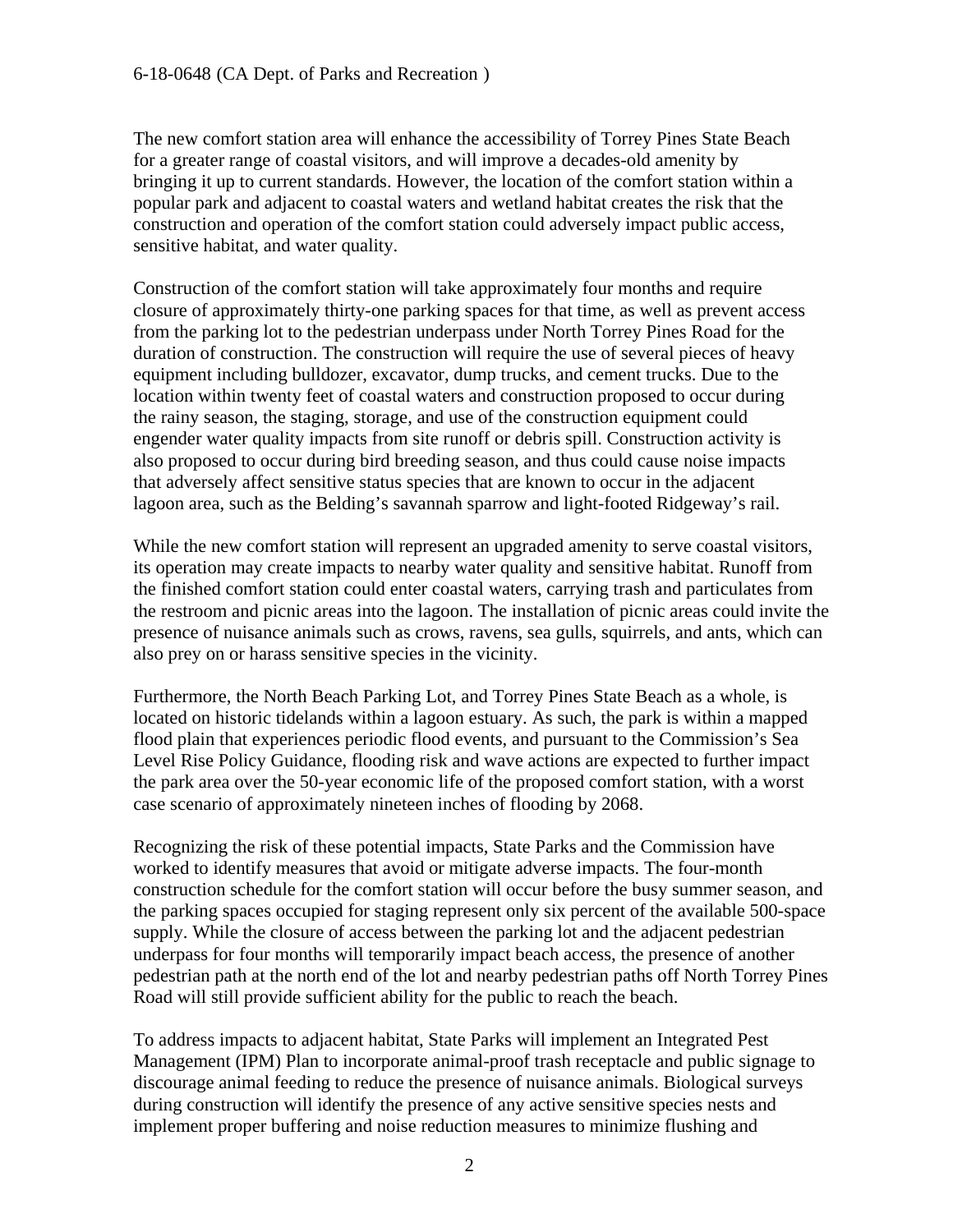The new comfort station area will enhance the accessibility of Torrey Pines State Beach for a greater range of coastal visitors, and will improve a decades-old amenity by bringing it up to current standards. However, the location of the comfort station within a popular park and adjacent to coastal waters and wetland habitat creates the risk that the construction and operation of the comfort station could adversely impact public access, sensitive habitat, and water quality.

Construction of the comfort station will take approximately four months and require closure of approximately thirty-one parking spaces for that time, as well as prevent access from the parking lot to the pedestrian underpass under North Torrey Pines Road for the duration of construction. The construction will require the use of several pieces of heavy equipment including bulldozer, excavator, dump trucks, and cement trucks. Due to the location within twenty feet of coastal waters and construction proposed to occur during the rainy season, the staging, storage, and use of the construction equipment could engender water quality impacts from site runoff or debris spill. Construction activity is also proposed to occur during bird breeding season, and thus could cause noise impacts that adversely affect sensitive status species that are known to occur in the adjacent lagoon area, such as the Belding's savannah sparrow and light-footed Ridgeway's rail.

While the new comfort station will represent an upgraded amenity to serve coastal visitors, its operation may create impacts to nearby water quality and sensitive habitat. Runoff from the finished comfort station could enter coastal waters, carrying trash and particulates from the restroom and picnic areas into the lagoon. The installation of picnic areas could invite the presence of nuisance animals such as crows, ravens, sea gulls, squirrels, and ants, which can also prey on or harass sensitive species in the vicinity.

Furthermore, the North Beach Parking Lot, and Torrey Pines State Beach as a whole, is located on historic tidelands within a lagoon estuary. As such, the park is within a mapped flood plain that experiences periodic flood events, and pursuant to the Commission's Sea Level Rise Policy Guidance, flooding risk and wave actions are expected to further impact the park area over the 50-year economic life of the proposed comfort station, with a worst case scenario of approximately nineteen inches of flooding by 2068.

Recognizing the risk of these potential impacts, State Parks and the Commission have worked to identify measures that avoid or mitigate adverse impacts. The four-month construction schedule for the comfort station will occur before the busy summer season, and the parking spaces occupied for staging represent only six percent of the available 500-space supply. While the closure of access between the parking lot and the adjacent pedestrian underpass for four months will temporarily impact beach access, the presence of another pedestrian path at the north end of the lot and nearby pedestrian paths off North Torrey Pines Road will still provide sufficient ability for the public to reach the beach.

To address impacts to adjacent habitat, State Parks will implement an Integrated Pest Management (IPM) Plan to incorporate animal-proof trash receptacle and public signage to discourage animal feeding to reduce the presence of nuisance animals. Biological surveys during construction will identify the presence of any active sensitive species nests and implement proper buffering and noise reduction measures to minimize flushing and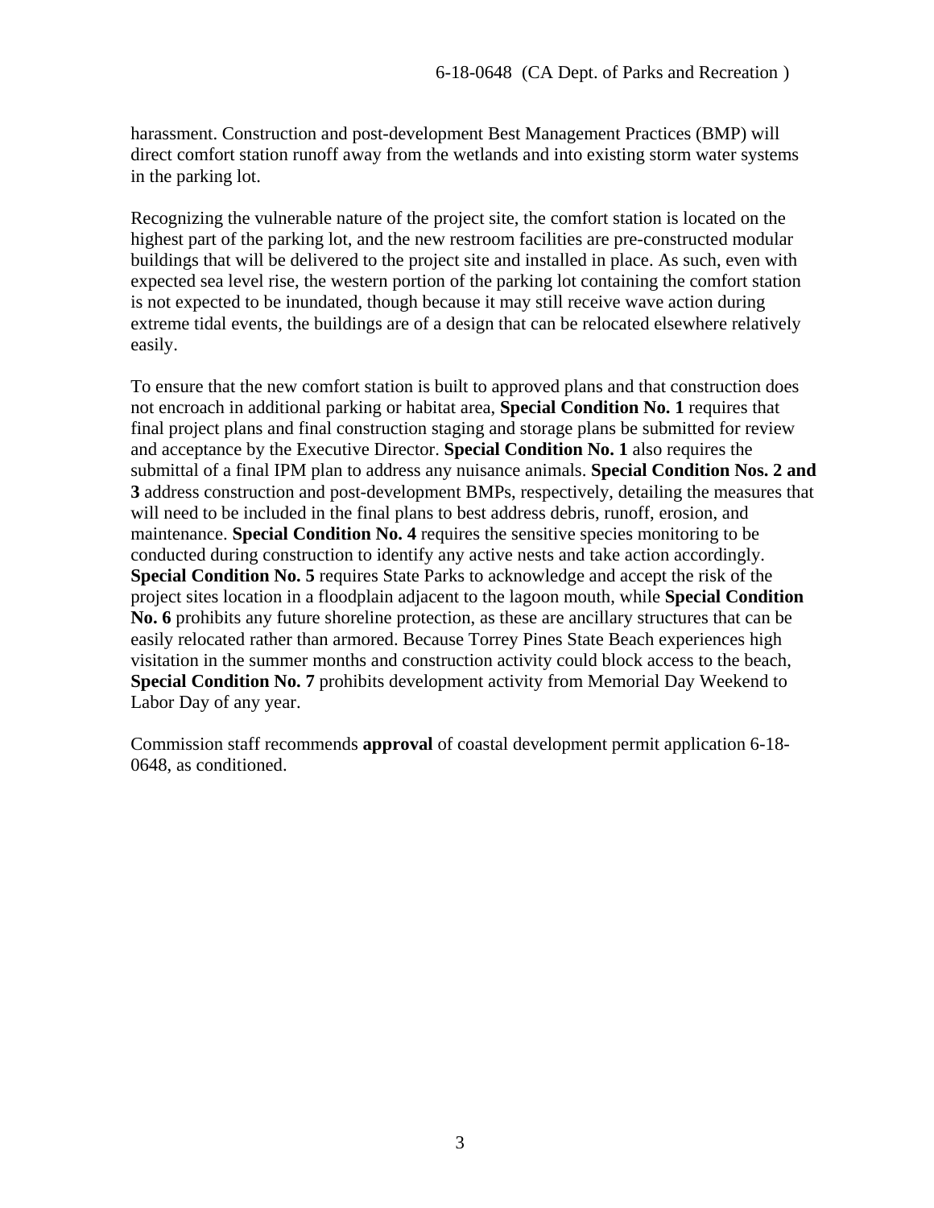harassment. Construction and post-development Best Management Practices (BMP) will direct comfort station runoff away from the wetlands and into existing storm water systems in the parking lot.

Recognizing the vulnerable nature of the project site, the comfort station is located on the highest part of the parking lot, and the new restroom facilities are pre-constructed modular buildings that will be delivered to the project site and installed in place. As such, even with expected sea level rise, the western portion of the parking lot containing the comfort station is not expected to be inundated, though because it may still receive wave action during extreme tidal events, the buildings are of a design that can be relocated elsewhere relatively easily.

To ensure that the new comfort station is built to approved plans and that construction does not encroach in additional parking or habitat area, **Special Condition No. 1** requires that final project plans and final construction staging and storage plans be submitted for review and acceptance by the Executive Director. **Special Condition No. 1** also requires the submittal of a final IPM plan to address any nuisance animals. **Special Condition Nos. 2 and 3** address construction and post-development BMPs, respectively, detailing the measures that will need to be included in the final plans to best address debris, runoff, erosion, and maintenance. **Special Condition No. 4** requires the sensitive species monitoring to be conducted during construction to identify any active nests and take action accordingly. **Special Condition No. 5** requires State Parks to acknowledge and accept the risk of the project sites location in a floodplain adjacent to the lagoon mouth, while **Special Condition No. 6** prohibits any future shoreline protection, as these are ancillary structures that can be easily relocated rather than armored. Because Torrey Pines State Beach experiences high visitation in the summer months and construction activity could block access to the beach, **Special Condition No. 7** prohibits development activity from Memorial Day Weekend to Labor Day of any year.

Commission staff recommends **approval** of coastal development permit application 6-18-0648, as conditioned.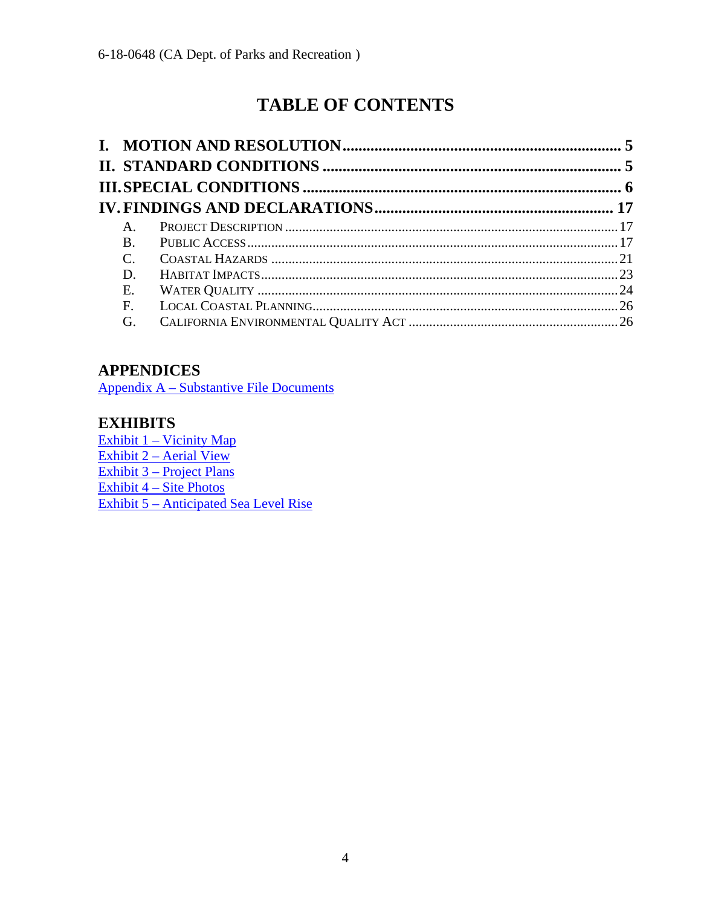# TABLE OF CONTENTS

**I. MOTION AND RESOLUTION** ..................................................................... **5**

**II. STANDARD CONDITIONS** ......................................................................... **5**

**III. SPECIAL CONDITIONS** .............................................................................. **6**

**IV. FINDINGS AND DECLARATIONS** ........................................................... **17**

- A. PROJECT DESCRIPTION ............................................................................................... 17
- B. PUBLIC ACCESS .......................................................................................................... 17
- C. COASTAL HAZARDS .................................................................................................... 21
- D. HABITAT IMPACTS ...................................................................................................... 23
- E. WATER QUALITY ........................................................................................................ 24
- F. LOCAL COASTAL PLANNING ....................................................................................... 26
- G. CALIFORNIA ENVIRONMENTAL QUALITY ACT ........................................................... 26

## APPENDICES

Appendix A – Substantive File Documents

## EXHIBITS

Exhibit 1 – Vicinity Map
Exhibit 2 – Aerial View
Exhibit 3 – Project Plans
Exhibit 4 – Site Photos
Exhibit 5 – Anticipated Sea Level Rise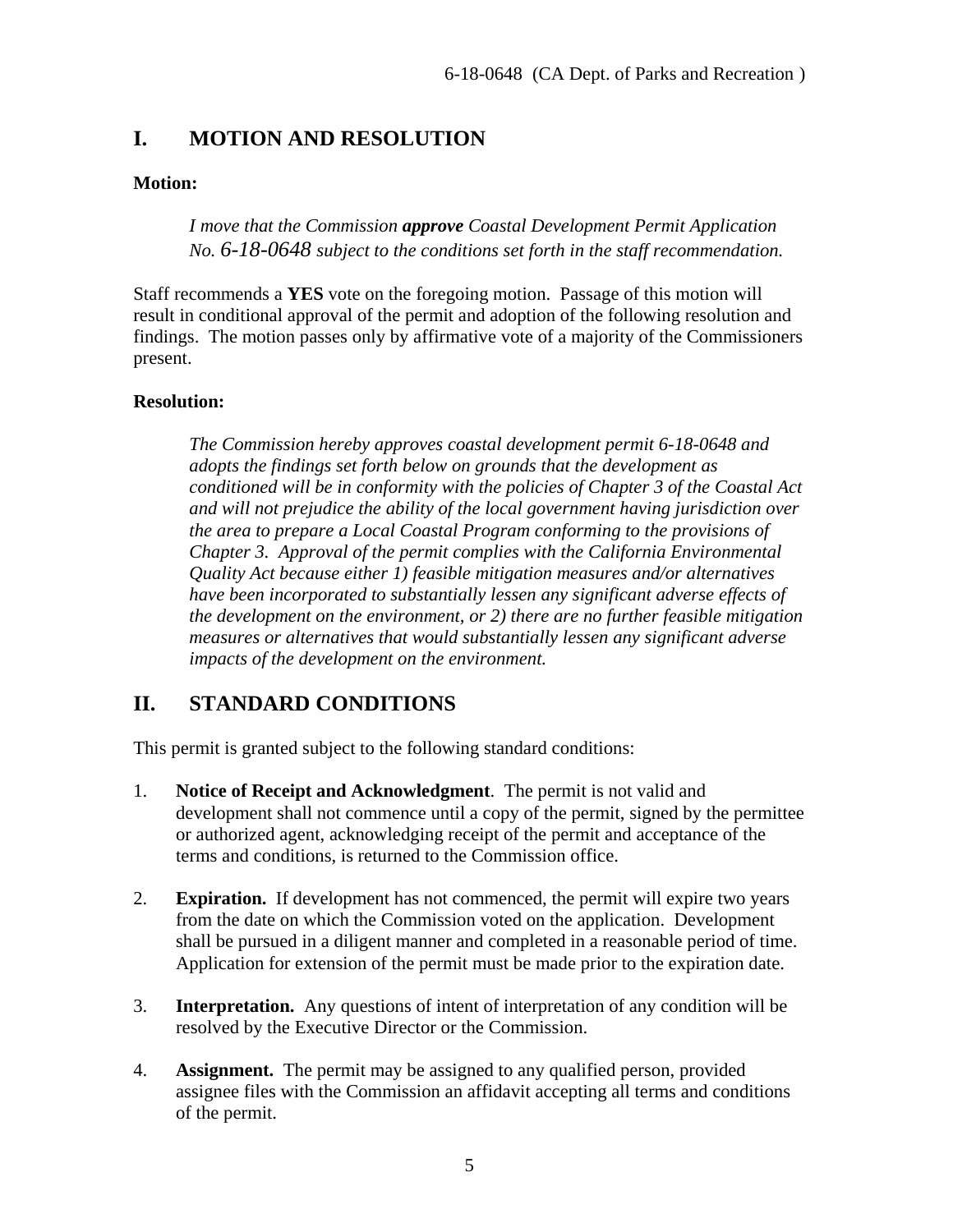## I. MOTION AND RESOLUTION

**Motion:**

> *I move that the Commission **approve** Coastal Development Permit Application No. 6-18-0648 subject to the conditions set forth in the staff recommendation.*

Staff recommends a **YES** vote on the foregoing motion. Passage of this motion will result in conditional approval of the permit and adoption of the following resolution and findings. The motion passes only by affirmative vote of a majority of the Commissioners present.

**Resolution:**

> *The Commission hereby approves coastal development permit 6-18-0648 and adopts the findings set forth below on grounds that the development as conditioned will be in conformity with the policies of Chapter 3 of the Coastal Act and will not prejudice the ability of the local government having jurisdiction over the area to prepare a Local Coastal Program conforming to the provisions of Chapter 3. Approval of the permit complies with the California Environmental Quality Act because either 1) feasible mitigation measures and/or alternatives have been incorporated to substantially lessen any significant adverse effects of the development on the environment, or 2) there are no further feasible mitigation measures or alternatives that would substantially lessen any significant adverse impacts of the development on the environment.*

## II. STANDARD CONDITIONS

This permit is granted subject to the following standard conditions:

1. **Notice of Receipt and Acknowledgment**. The permit is not valid and development shall not commence until a copy of the permit, signed by the permittee or authorized agent, acknowledging receipt of the permit and acceptance of the terms and conditions, is returned to the Commission office.

2. **Expiration.** If development has not commenced, the permit will expire two years from the date on which the Commission voted on the application. Development shall be pursued in a diligent manner and completed in a reasonable period of time. Application for extension of the permit must be made prior to the expiration date.

3. **Interpretation.** Any questions of intent of interpretation of any condition will be resolved by the Executive Director or the Commission.

4. **Assignment.** The permit may be assigned to any qualified person, provided assignee files with the Commission an affidavit accepting all terms and conditions of the permit.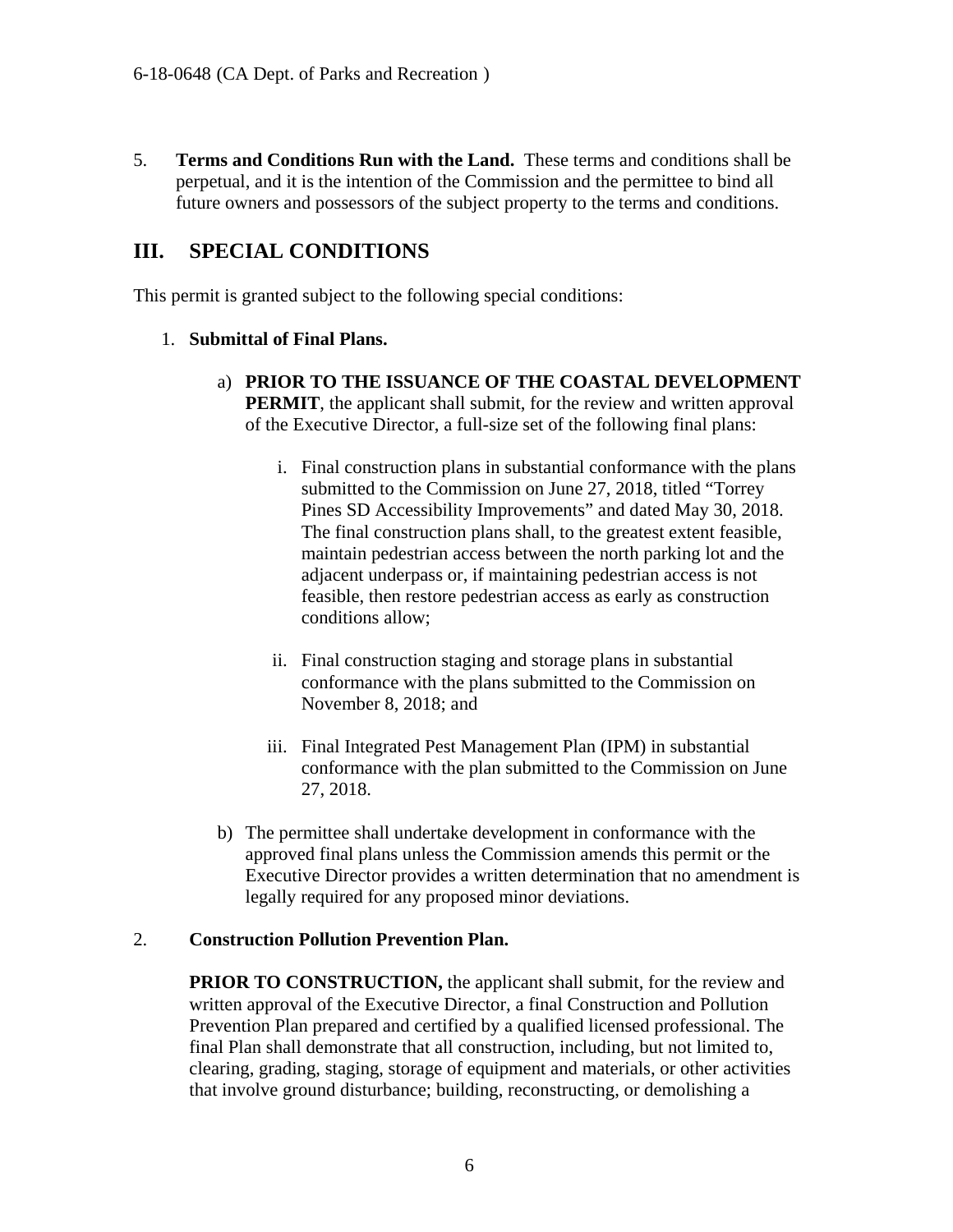5. **Terms and Conditions Run with the Land.** These terms and conditions shall be perpetual, and it is the intention of the Commission and the permittee to bind all future owners and possessors of the subject property to the terms and conditions.

## III. SPECIAL CONDITIONS

This permit is granted subject to the following special conditions:

1. **Submittal of Final Plans.**

   a) **PRIOR TO THE ISSUANCE OF THE COASTAL DEVELOPMENT PERMIT**, the applicant shall submit, for the review and written approval of the Executive Director, a full-size set of the following final plans:

      i. Final construction plans in substantial conformance with the plans submitted to the Commission on June 27, 2018, titled "Torrey Pines SD Accessibility Improvements" and dated May 30, 2018. The final construction plans shall, to the greatest extent feasible, maintain pedestrian access between the north parking lot and the adjacent underpass or, if maintaining pedestrian access is not feasible, then restore pedestrian access as early as construction conditions allow;

      ii. Final construction staging and storage plans in substantial conformance with the plans submitted to the Commission on November 8, 2018; and

      iii. Final Integrated Pest Management Plan (IPM) in substantial conformance with the plan submitted to the Commission on June 27, 2018.

   b) The permittee shall undertake development in conformance with the approved final plans unless the Commission amends this permit or the Executive Director provides a written determination that no amendment is legally required for any proposed minor deviations.

2. **Construction Pollution Prevention Plan.**

   **PRIOR TO CONSTRUCTION,** the applicant shall submit, for the review and written approval of the Executive Director, a final Construction and Pollution Prevention Plan prepared and certified by a qualified licensed professional. The final Plan shall demonstrate that all construction, including, but not limited to, clearing, grading, staging, storage of equipment and materials, or other activities that involve ground disturbance; building, reconstructing, or demolishing a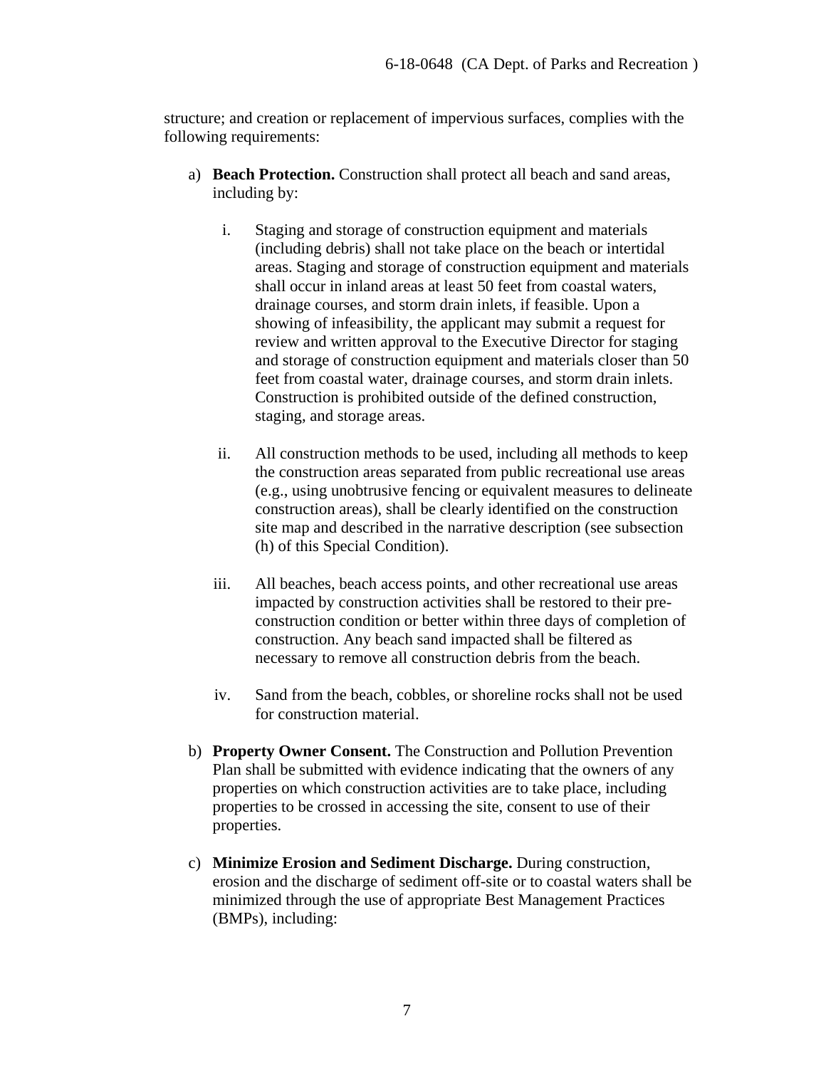structure; and creation or replacement of impervious surfaces, complies with the following requirements:

a) **Beach Protection.** Construction shall protect all beach and sand areas, including by:

   i. Staging and storage of construction equipment and materials (including debris) shall not take place on the beach or intertidal areas. Staging and storage of construction equipment and materials shall occur in inland areas at least 50 feet from coastal waters, drainage courses, and storm drain inlets, if feasible. Upon a showing of infeasibility, the applicant may submit a request for review and written approval to the Executive Director for staging and storage of construction equipment and materials closer than 50 feet from coastal water, drainage courses, and storm drain inlets. Construction is prohibited outside of the defined construction, staging, and storage areas.

   ii. All construction methods to be used, including all methods to keep the construction areas separated from public recreational use areas (e.g., using unobtrusive fencing or equivalent measures to delineate construction areas), shall be clearly identified on the construction site map and described in the narrative description (see subsection (h) of this Special Condition).

   iii. All beaches, beach access points, and other recreational use areas impacted by construction activities shall be restored to their pre-construction condition or better within three days of completion of construction. Any beach sand impacted shall be filtered as necessary to remove all construction debris from the beach.

   iv. Sand from the beach, cobbles, or shoreline rocks shall not be used for construction material.

b) **Property Owner Consent.** The Construction and Pollution Prevention Plan shall be submitted with evidence indicating that the owners of any properties on which construction activities are to take place, including properties to be crossed in accessing the site, consent to use of their properties.

c) **Minimize Erosion and Sediment Discharge.** During construction, erosion and the discharge of sediment off-site or to coastal waters shall be minimized through the use of appropriate Best Management Practices (BMPs), including: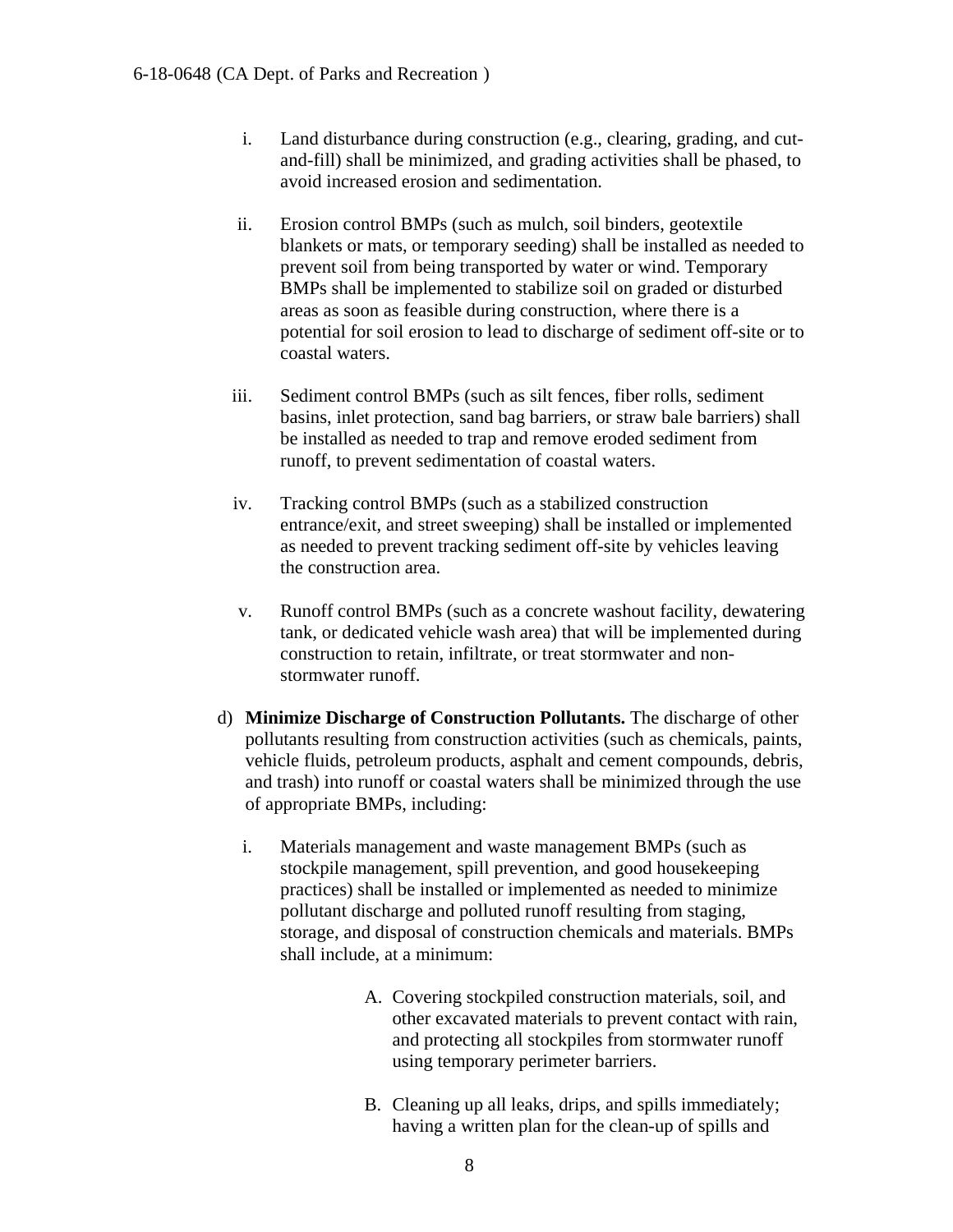i. Land disturbance during construction (e.g., clearing, grading, and cut-and-fill) shall be minimized, and grading activities shall be phased, to avoid increased erosion and sedimentation.

ii. Erosion control BMPs (such as mulch, soil binders, geotextile blankets or mats, or temporary seeding) shall be installed as needed to prevent soil from being transported by water or wind. Temporary BMPs shall be implemented to stabilize soil on graded or disturbed areas as soon as feasible during construction, where there is a potential for soil erosion to lead to discharge of sediment off-site or to coastal waters.

iii. Sediment control BMPs (such as silt fences, fiber rolls, sediment basins, inlet protection, sand bag barriers, or straw bale barriers) shall be installed as needed to trap and remove eroded sediment from runoff, to prevent sedimentation of coastal waters.

iv. Tracking control BMPs (such as a stabilized construction entrance/exit, and street sweeping) shall be installed or implemented as needed to prevent tracking sediment off-site by vehicles leaving the construction area.

v. Runoff control BMPs (such as a concrete washout facility, dewatering tank, or dedicated vehicle wash area) that will be implemented during construction to retain, infiltrate, or treat stormwater and non-stormwater runoff.

d) **Minimize Discharge of Construction Pollutants.** The discharge of other pollutants resulting from construction activities (such as chemicals, paints, vehicle fluids, petroleum products, asphalt and cement compounds, debris, and trash) into runoff or coastal waters shall be minimized through the use of appropriate BMPs, including:

i. Materials management and waste management BMPs (such as stockpile management, spill prevention, and good housekeeping practices) shall be installed or implemented as needed to minimize pollutant discharge and polluted runoff resulting from staging, storage, and disposal of construction chemicals and materials. BMPs shall include, at a minimum:

A. Covering stockpiled construction materials, soil, and other excavated materials to prevent contact with rain, and protecting all stockpiles from stormwater runoff using temporary perimeter barriers.

B. Cleaning up all leaks, drips, and spills immediately; having a written plan for the clean-up of spills and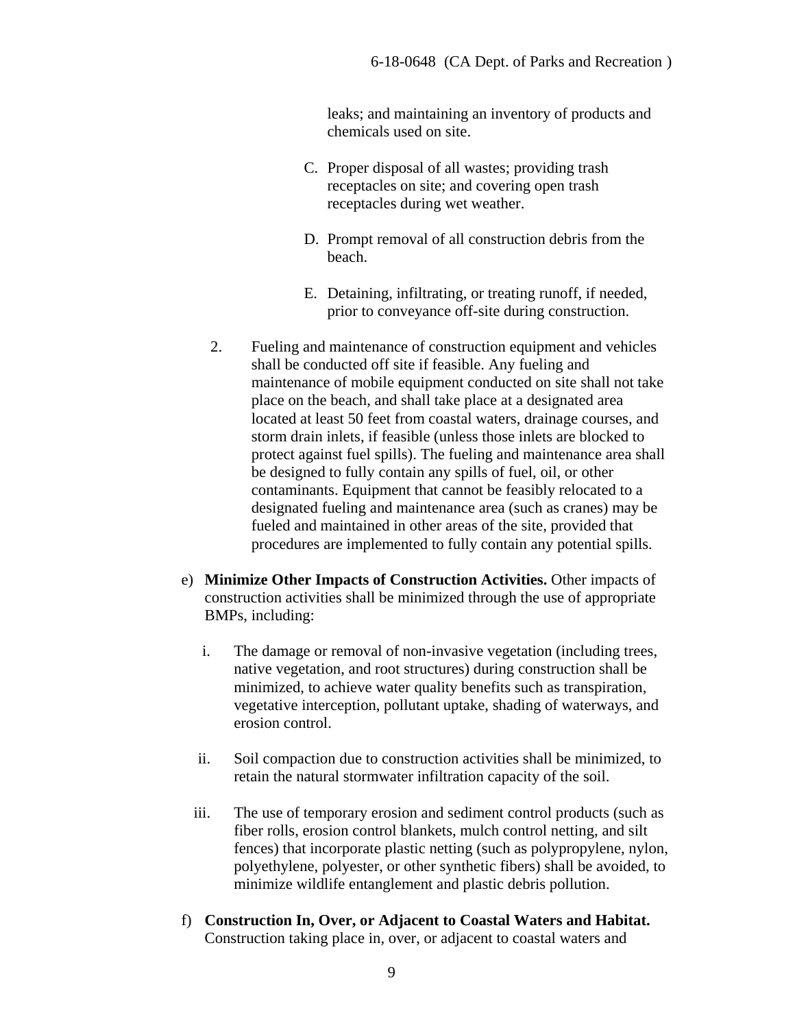leaks; and maintaining an inventory of products and chemicals used on site.

C. Proper disposal of all wastes; providing trash receptacles on site; and covering open trash receptacles during wet weather.

D. Prompt removal of all construction debris from the beach.

E. Detaining, infiltrating, or treating runoff, if needed, prior to conveyance off-site during construction.

2. Fueling and maintenance of construction equipment and vehicles shall be conducted off site if feasible. Any fueling and maintenance of mobile equipment conducted on site shall not take place on the beach, and shall take place at a designated area located at least 50 feet from coastal waters, drainage courses, and storm drain inlets, if feasible (unless those inlets are blocked to protect against fuel spills). The fueling and maintenance area shall be designed to fully contain any spills of fuel, oil, or other contaminants. Equipment that cannot be feasibly relocated to a designated fueling and maintenance area (such as cranes) may be fueled and maintained in other areas of the site, provided that procedures are implemented to fully contain any potential spills.

e) **Minimize Other Impacts of Construction Activities.** Other impacts of construction activities shall be minimized through the use of appropriate BMPs, including:

i. The damage or removal of non-invasive vegetation (including trees, native vegetation, and root structures) during construction shall be minimized, to achieve water quality benefits such as transpiration, vegetative interception, pollutant uptake, shading of waterways, and erosion control.

ii. Soil compaction due to construction activities shall be minimized, to retain the natural stormwater infiltration capacity of the soil.

iii. The use of temporary erosion and sediment control products (such as fiber rolls, erosion control blankets, mulch control netting, and silt fences) that incorporate plastic netting (such as polypropylene, nylon, polyethylene, polyester, or other synthetic fibers) shall be avoided, to minimize wildlife entanglement and plastic debris pollution.

f) **Construction In, Over, or Adjacent to Coastal Waters and Habitat.** Construction taking place in, over, or adjacent to coastal waters and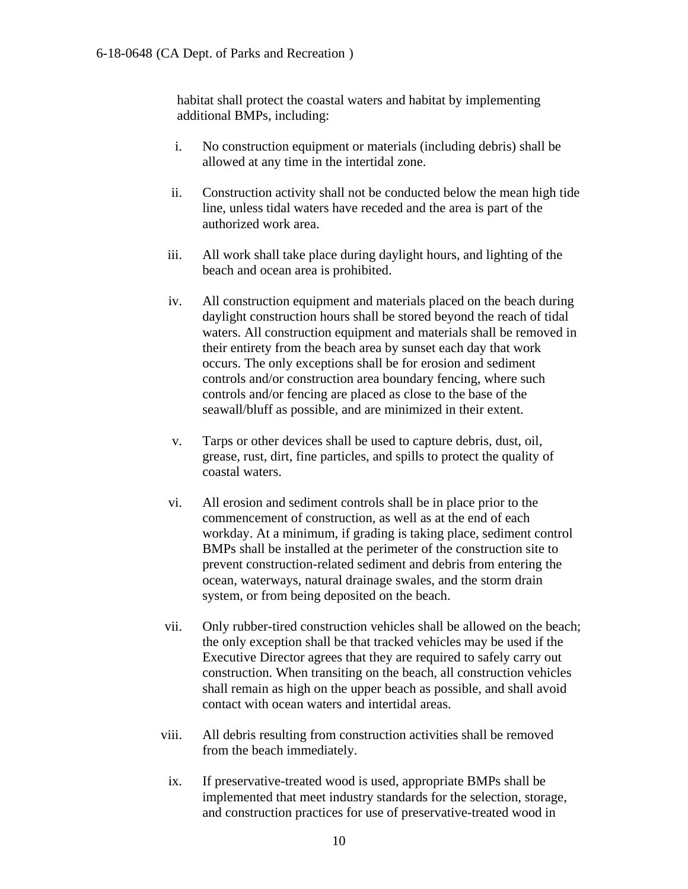habitat shall protect the coastal waters and habitat by implementing additional BMPs, including:

i. No construction equipment or materials (including debris) shall be allowed at any time in the intertidal zone.

ii. Construction activity shall not be conducted below the mean high tide line, unless tidal waters have receded and the area is part of the authorized work area.

iii. All work shall take place during daylight hours, and lighting of the beach and ocean area is prohibited.

iv. All construction equipment and materials placed on the beach during daylight construction hours shall be stored beyond the reach of tidal waters. All construction equipment and materials shall be removed in their entirety from the beach area by sunset each day that work occurs. The only exceptions shall be for erosion and sediment controls and/or construction area boundary fencing, where such controls and/or fencing are placed as close to the base of the seawall/bluff as possible, and are minimized in their extent.

v. Tarps or other devices shall be used to capture debris, dust, oil, grease, rust, dirt, fine particles, and spills to protect the quality of coastal waters.

vi. All erosion and sediment controls shall be in place prior to the commencement of construction, as well as at the end of each workday. At a minimum, if grading is taking place, sediment control BMPs shall be installed at the perimeter of the construction site to prevent construction-related sediment and debris from entering the ocean, waterways, natural drainage swales, and the storm drain system, or from being deposited on the beach.

vii. Only rubber-tired construction vehicles shall be allowed on the beach; the only exception shall be that tracked vehicles may be used if the Executive Director agrees that they are required to safely carry out construction. When transiting on the beach, all construction vehicles shall remain as high on the upper beach as possible, and shall avoid contact with ocean waters and intertidal areas.

viii. All debris resulting from construction activities shall be removed from the beach immediately.

ix. If preservative-treated wood is used, appropriate BMPs shall be implemented that meet industry standards for the selection, storage, and construction practices for use of preservative-treated wood in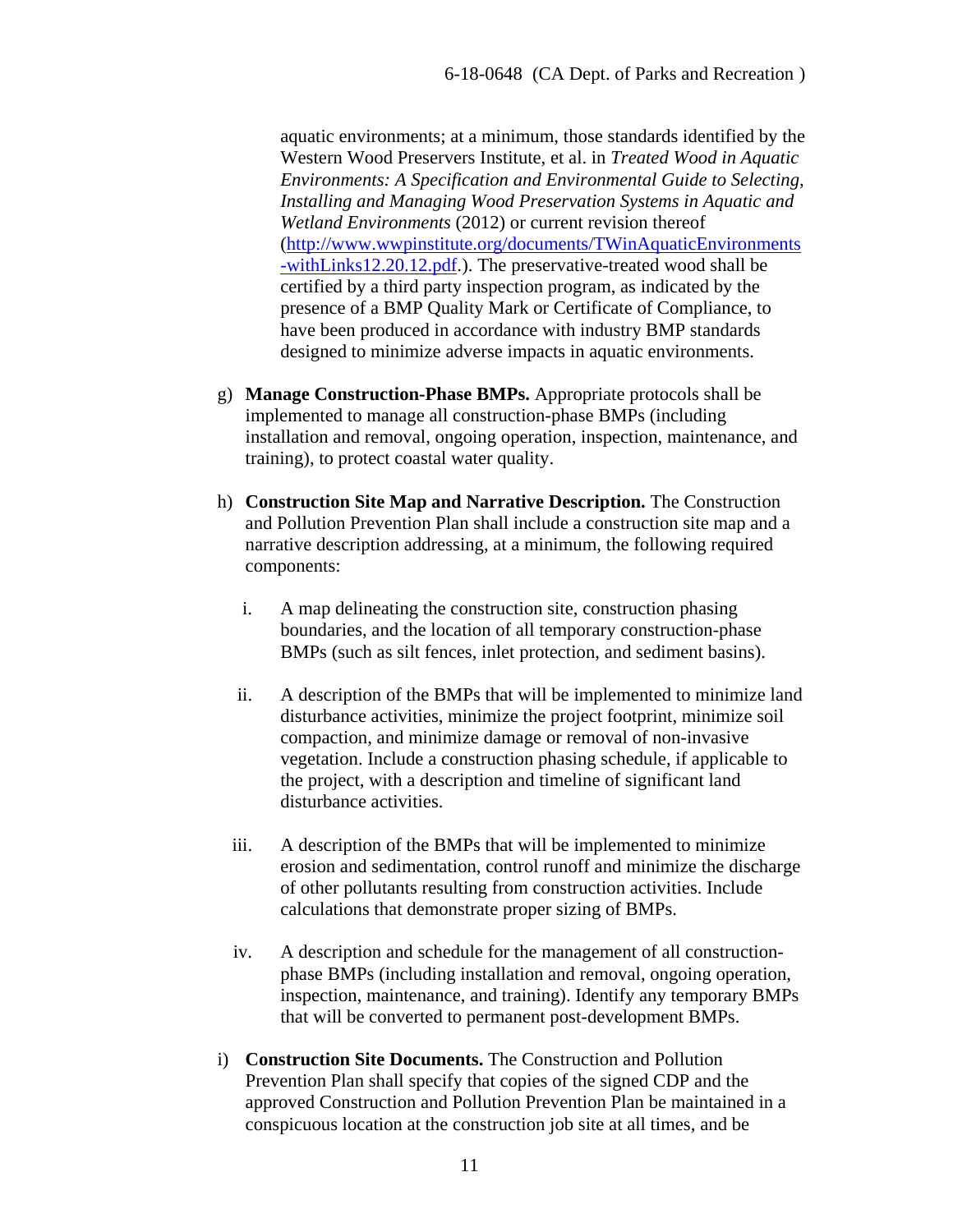aquatic environments; at a minimum, those standards identified by the Western Wood Preservers Institute, et al. in *Treated Wood in Aquatic Environments: A Specification and Environmental Guide to Selecting, Installing and Managing Wood Preservation Systems in Aquatic and Wetland Environments* (2012) or current revision thereof (http://www.wwpinstitute.org/documents/TWinAquaticEnvironments-withLinks12.20.12.pdf.). The preservative-treated wood shall be certified by a third party inspection program, as indicated by the presence of a BMP Quality Mark or Certificate of Compliance, to have been produced in accordance with industry BMP standards designed to minimize adverse impacts in aquatic environments.

g) **Manage Construction-Phase BMPs.** Appropriate protocols shall be implemented to manage all construction-phase BMPs (including installation and removal, ongoing operation, inspection, maintenance, and training), to protect coastal water quality.

h) **Construction Site Map and Narrative Description.** The Construction and Pollution Prevention Plan shall include a construction site map and a narrative description addressing, at a minimum, the following required components:

   i. A map delineating the construction site, construction phasing boundaries, and the location of all temporary construction-phase BMPs (such as silt fences, inlet protection, and sediment basins).

   ii. A description of the BMPs that will be implemented to minimize land disturbance activities, minimize the project footprint, minimize soil compaction, and minimize damage or removal of non-invasive vegetation. Include a construction phasing schedule, if applicable to the project, with a description and timeline of significant land disturbance activities.

   iii. A description of the BMPs that will be implemented to minimize erosion and sedimentation, control runoff and minimize the discharge of other pollutants resulting from construction activities. Include calculations that demonstrate proper sizing of BMPs.

   iv. A description and schedule for the management of all construction-phase BMPs (including installation and removal, ongoing operation, inspection, maintenance, and training). Identify any temporary BMPs that will be converted to permanent post-development BMPs.

i) **Construction Site Documents.** The Construction and Pollution Prevention Plan shall specify that copies of the signed CDP and the approved Construction and Pollution Prevention Plan be maintained in a conspicuous location at the construction job site at all times, and be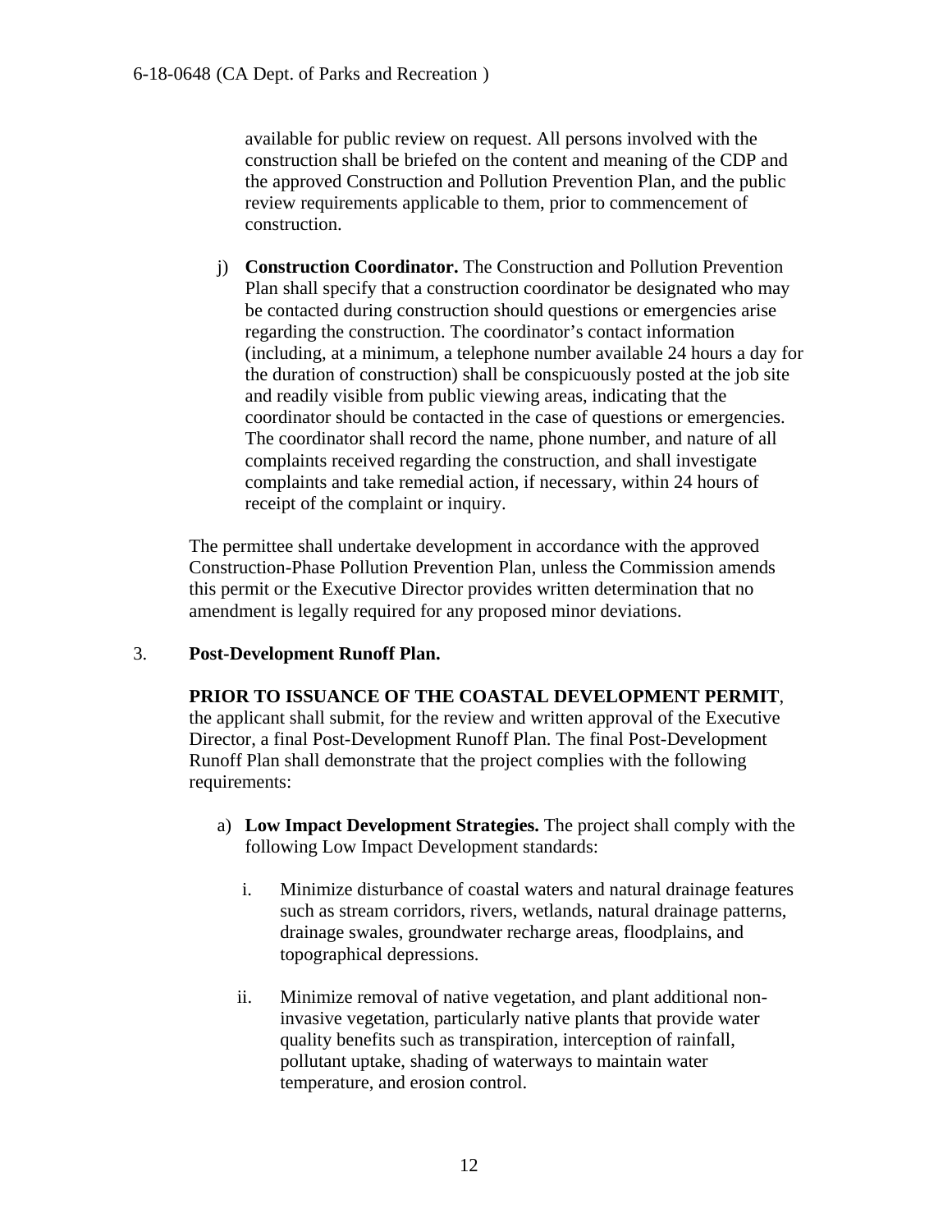available for public review on request. All persons involved with the construction shall be briefed on the content and meaning of the CDP and the approved Construction and Pollution Prevention Plan, and the public review requirements applicable to them, prior to commencement of construction.

j) **Construction Coordinator.** The Construction and Pollution Prevention Plan shall specify that a construction coordinator be designated who may be contacted during construction should questions or emergencies arise regarding the construction. The coordinator's contact information (including, at a minimum, a telephone number available 24 hours a day for the duration of construction) shall be conspicuously posted at the job site and readily visible from public viewing areas, indicating that the coordinator should be contacted in the case of questions or emergencies. The coordinator shall record the name, phone number, and nature of all complaints received regarding the construction, and shall investigate complaints and take remedial action, if necessary, within 24 hours of receipt of the complaint or inquiry.

The permittee shall undertake development in accordance with the approved Construction-Phase Pollution Prevention Plan, unless the Commission amends this permit or the Executive Director provides written determination that no amendment is legally required for any proposed minor deviations.

3. **Post-Development Runoff Plan.**

**PRIOR TO ISSUANCE OF THE COASTAL DEVELOPMENT PERMIT**, the applicant shall submit, for the review and written approval of the Executive Director, a final Post-Development Runoff Plan. The final Post-Development Runoff Plan shall demonstrate that the project complies with the following requirements:

a) **Low Impact Development Strategies.** The project shall comply with the following Low Impact Development standards:

   i. Minimize disturbance of coastal waters and natural drainage features such as stream corridors, rivers, wetlands, natural drainage patterns, drainage swales, groundwater recharge areas, floodplains, and topographical depressions.

   ii. Minimize removal of native vegetation, and plant additional non-invasive vegetation, particularly native plants that provide water quality benefits such as transpiration, interception of rainfall, pollutant uptake, shading of waterways to maintain water temperature, and erosion control.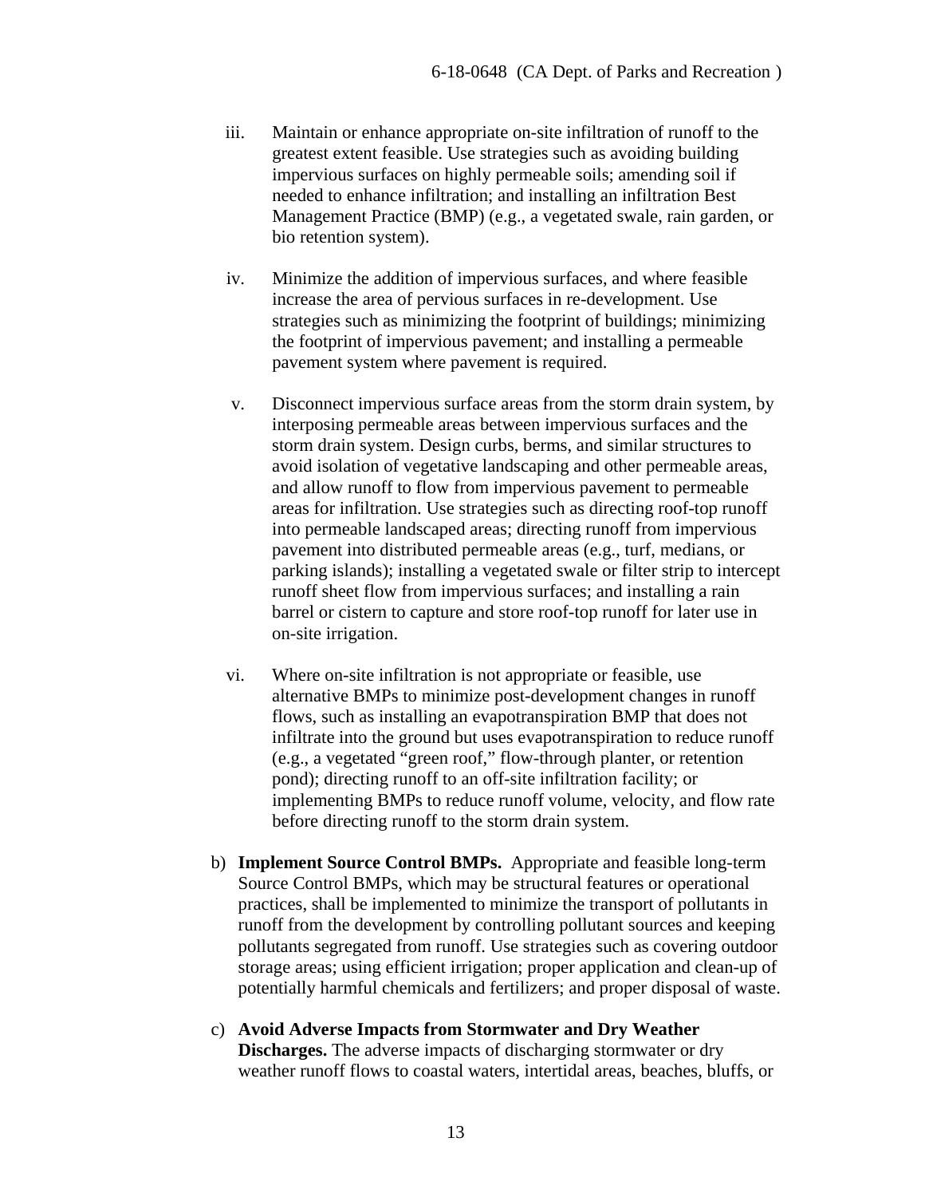iii. Maintain or enhance appropriate on-site infiltration of runoff to the greatest extent feasible. Use strategies such as avoiding building impervious surfaces on highly permeable soils; amending soil if needed to enhance infiltration; and installing an infiltration Best Management Practice (BMP) (e.g., a vegetated swale, rain garden, or bio retention system).

iv. Minimize the addition of impervious surfaces, and where feasible increase the area of pervious surfaces in re-development. Use strategies such as minimizing the footprint of buildings; minimizing the footprint of impervious pavement; and installing a permeable pavement system where pavement is required.

v. Disconnect impervious surface areas from the storm drain system, by interposing permeable areas between impervious surfaces and the storm drain system. Design curbs, berms, and similar structures to avoid isolation of vegetative landscaping and other permeable areas, and allow runoff to flow from impervious pavement to permeable areas for infiltration. Use strategies such as directing roof-top runoff into permeable landscaped areas; directing runoff from impervious pavement into distributed permeable areas (e.g., turf, medians, or parking islands); installing a vegetated swale or filter strip to intercept runoff sheet flow from impervious surfaces; and installing a rain barrel or cistern to capture and store roof-top runoff for later use in on-site irrigation.

vi. Where on-site infiltration is not appropriate or feasible, use alternative BMPs to minimize post-development changes in runoff flows, such as installing an evapotranspiration BMP that does not infiltrate into the ground but uses evapotranspiration to reduce runoff (e.g., a vegetated "green roof," flow-through planter, or retention pond); directing runoff to an off-site infiltration facility; or implementing BMPs to reduce runoff volume, velocity, and flow rate before directing runoff to the storm drain system.

b) **Implement Source Control BMPs.** Appropriate and feasible long-term Source Control BMPs, which may be structural features or operational practices, shall be implemented to minimize the transport of pollutants in runoff from the development by controlling pollutant sources and keeping pollutants segregated from runoff. Use strategies such as covering outdoor storage areas; using efficient irrigation; proper application and clean-up of potentially harmful chemicals and fertilizers; and proper disposal of waste.

c) **Avoid Adverse Impacts from Stormwater and Dry Weather Discharges.** The adverse impacts of discharging stormwater or dry weather runoff flows to coastal waters, intertidal areas, beaches, bluffs, or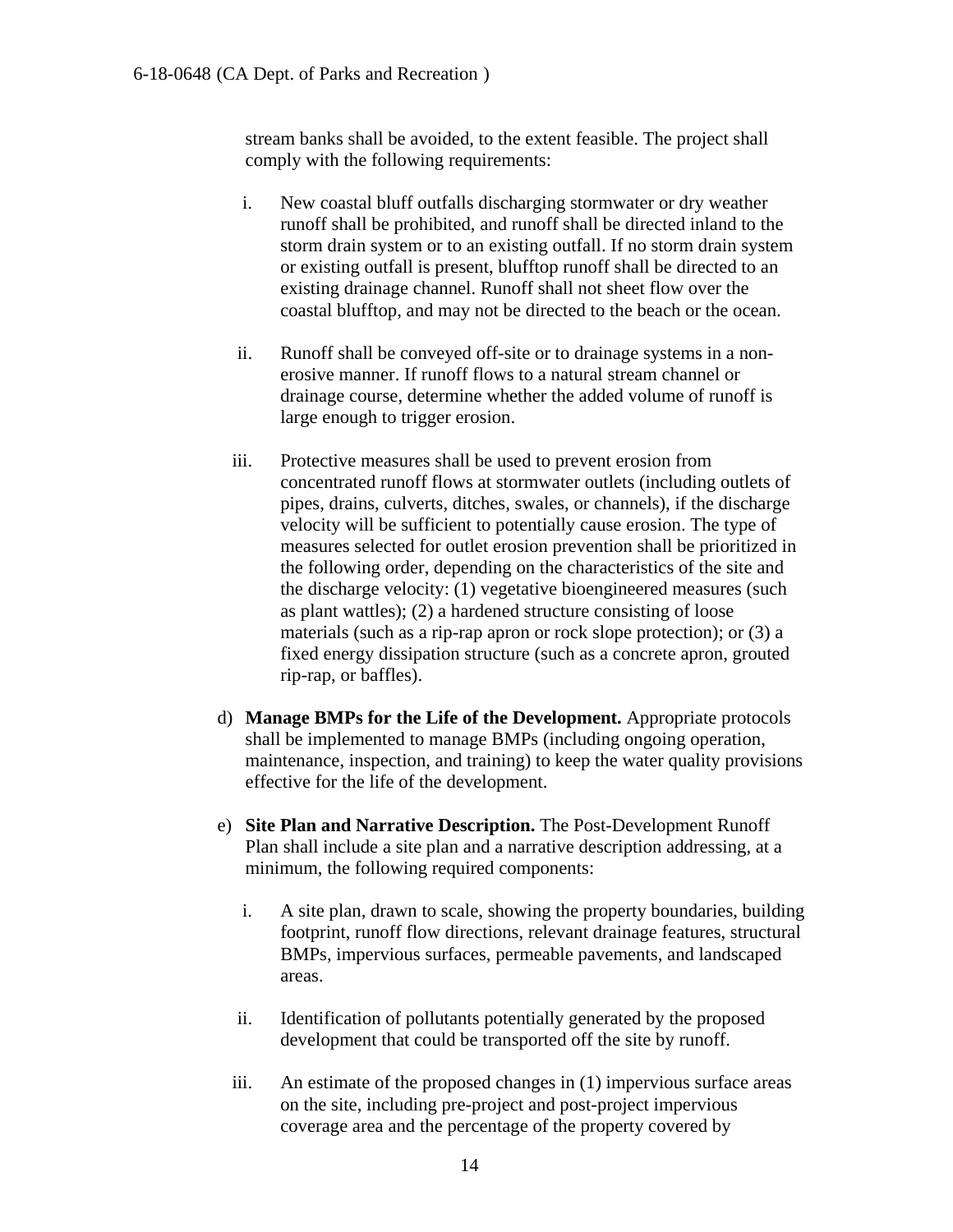stream banks shall be avoided, to the extent feasible. The project shall comply with the following requirements:

i. New coastal bluff outfalls discharging stormwater or dry weather runoff shall be prohibited, and runoff shall be directed inland to the storm drain system or to an existing outfall. If no storm drain system or existing outfall is present, blufftop runoff shall be directed to an existing drainage channel. Runoff shall not sheet flow over the coastal blufftop, and may not be directed to the beach or the ocean.

ii. Runoff shall be conveyed off-site or to drainage systems in a non-erosive manner. If runoff flows to a natural stream channel or drainage course, determine whether the added volume of runoff is large enough to trigger erosion.

iii. Protective measures shall be used to prevent erosion from concentrated runoff flows at stormwater outlets (including outlets of pipes, drains, culverts, ditches, swales, or channels), if the discharge velocity will be sufficient to potentially cause erosion. The type of measures selected for outlet erosion prevention shall be prioritized in the following order, depending on the characteristics of the site and the discharge velocity: (1) vegetative bioengineered measures (such as plant wattles); (2) a hardened structure consisting of loose materials (such as a rip-rap apron or rock slope protection); or (3) a fixed energy dissipation structure (such as a concrete apron, grouted rip-rap, or baffles).

d) **Manage BMPs for the Life of the Development.** Appropriate protocols shall be implemented to manage BMPs (including ongoing operation, maintenance, inspection, and training) to keep the water quality provisions effective for the life of the development.

e) **Site Plan and Narrative Description.** The Post-Development Runoff Plan shall include a site plan and a narrative description addressing, at a minimum, the following required components:

i. A site plan, drawn to scale, showing the property boundaries, building footprint, runoff flow directions, relevant drainage features, structural BMPs, impervious surfaces, permeable pavements, and landscaped areas.

ii. Identification of pollutants potentially generated by the proposed development that could be transported off the site by runoff.

iii. An estimate of the proposed changes in (1) impervious surface areas on the site, including pre-project and post-project impervious coverage area and the percentage of the property covered by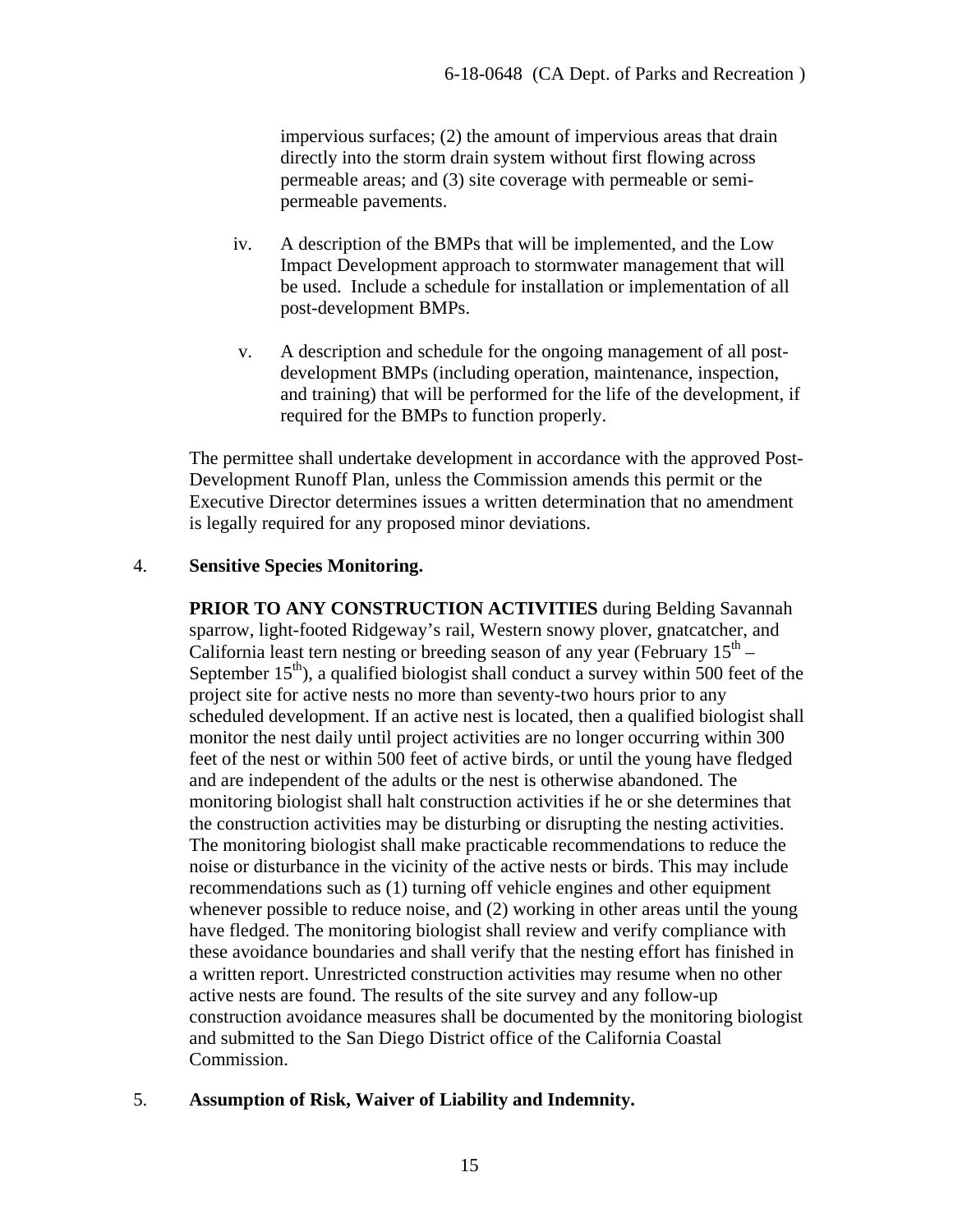impervious surfaces; (2) the amount of impervious areas that drain directly into the storm drain system without first flowing across permeable areas; and (3) site coverage with permeable or semi-permeable pavements.

iv. A description of the BMPs that will be implemented, and the Low Impact Development approach to stormwater management that will be used. Include a schedule for installation or implementation of all post-development BMPs.

v. A description and schedule for the ongoing management of all post-development BMPs (including operation, maintenance, inspection, and training) that will be performed for the life of the development, if required for the BMPs to function properly.

The permittee shall undertake development in accordance with the approved Post-Development Runoff Plan, unless the Commission amends this permit or the Executive Director determines issues a written determination that no amendment is legally required for any proposed minor deviations.

4. **Sensitive Species Monitoring.**

**PRIOR TO ANY CONSTRUCTION ACTIVITIES** during Belding Savannah sparrow, light-footed Ridgeway's rail, Western snowy plover, gnatcatcher, and California least tern nesting or breeding season of any year (February 15th – September 15th), a qualified biologist shall conduct a survey within 500 feet of the project site for active nests no more than seventy-two hours prior to any scheduled development. If an active nest is located, then a qualified biologist shall monitor the nest daily until project activities are no longer occurring within 300 feet of the nest or within 500 feet of active birds, or until the young have fledged and are independent of the adults or the nest is otherwise abandoned. The monitoring biologist shall halt construction activities if he or she determines that the construction activities may be disturbing or disrupting the nesting activities. The monitoring biologist shall make practicable recommendations to reduce the noise or disturbance in the vicinity of the active nests or birds. This may include recommendations such as (1) turning off vehicle engines and other equipment whenever possible to reduce noise, and (2) working in other areas until the young have fledged. The monitoring biologist shall review and verify compliance with these avoidance boundaries and shall verify that the nesting effort has finished in a written report. Unrestricted construction activities may resume when no other active nests are found. The results of the site survey and any follow-up construction avoidance measures shall be documented by the monitoring biologist and submitted to the San Diego District office of the California Coastal Commission.

5. **Assumption of Risk, Waiver of Liability and Indemnity.**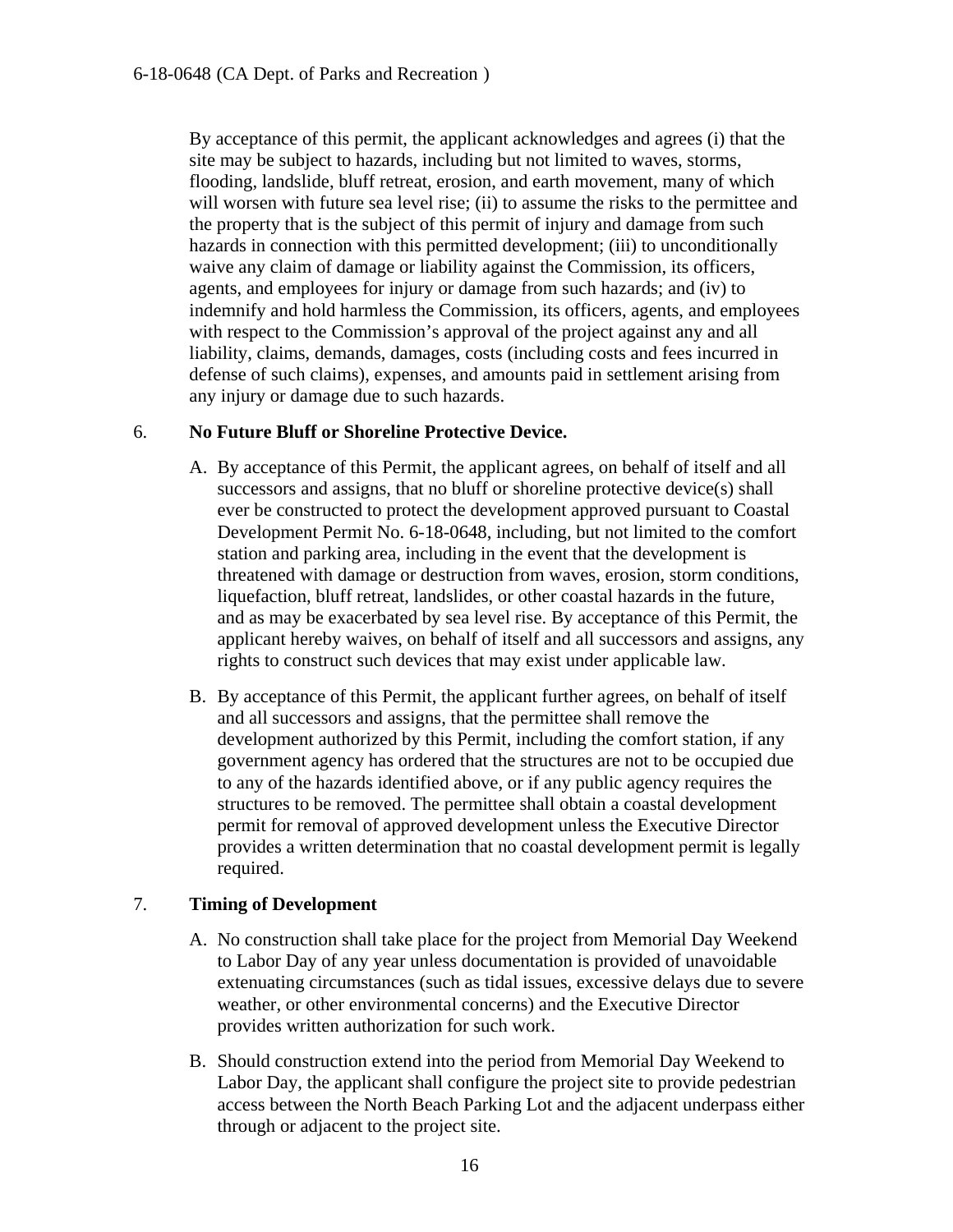By acceptance of this permit, the applicant acknowledges and agrees (i) that the site may be subject to hazards, including but not limited to waves, storms, flooding, landslide, bluff retreat, erosion, and earth movement, many of which will worsen with future sea level rise; (ii) to assume the risks to the permittee and the property that is the subject of this permit of injury and damage from such hazards in connection with this permitted development; (iii) to unconditionally waive any claim of damage or liability against the Commission, its officers, agents, and employees for injury or damage from such hazards; and (iv) to indemnify and hold harmless the Commission, its officers, agents, and employees with respect to the Commission's approval of the project against any and all liability, claims, demands, damages, costs (including costs and fees incurred in defense of such claims), expenses, and amounts paid in settlement arising from any injury or damage due to such hazards.

6. **No Future Bluff or Shoreline Protective Device.**

   A. By acceptance of this Permit, the applicant agrees, on behalf of itself and all successors and assigns, that no bluff or shoreline protective device(s) shall ever be constructed to protect the development approved pursuant to Coastal Development Permit No. 6-18-0648, including, but not limited to the comfort station and parking area, including in the event that the development is threatened with damage or destruction from waves, erosion, storm conditions, liquefaction, bluff retreat, landslides, or other coastal hazards in the future, and as may be exacerbated by sea level rise. By acceptance of this Permit, the applicant hereby waives, on behalf of itself and all successors and assigns, any rights to construct such devices that may exist under applicable law.

   B. By acceptance of this Permit, the applicant further agrees, on behalf of itself and all successors and assigns, that the permittee shall remove the development authorized by this Permit, including the comfort station, if any government agency has ordered that the structures are not to be occupied due to any of the hazards identified above, or if any public agency requires the structures to be removed. The permittee shall obtain a coastal development permit for removal of approved development unless the Executive Director provides a written determination that no coastal development permit is legally required.

7. **Timing of Development**

   A. No construction shall take place for the project from Memorial Day Weekend to Labor Day of any year unless documentation is provided of unavoidable extenuating circumstances (such as tidal issues, excessive delays due to severe weather, or other environmental concerns) and the Executive Director provides written authorization for such work.

   B. Should construction extend into the period from Memorial Day Weekend to Labor Day, the applicant shall configure the project site to provide pedestrian access between the North Beach Parking Lot and the adjacent underpass either through or adjacent to the project site.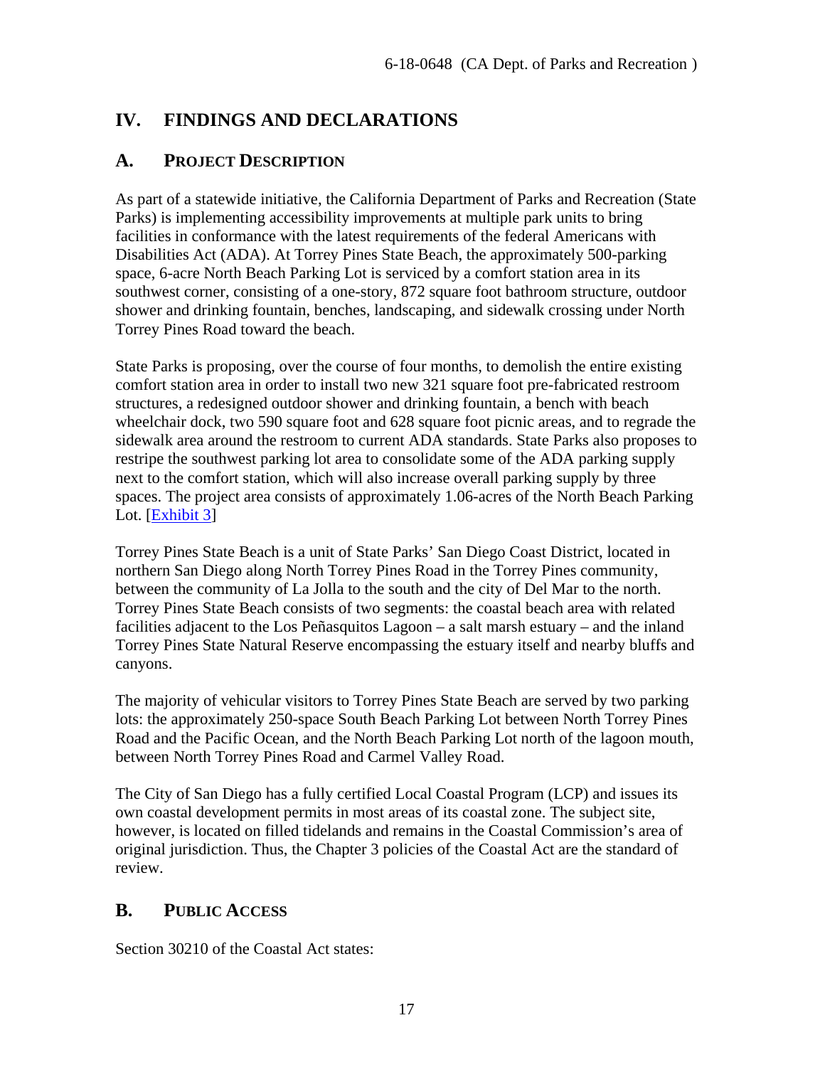## IV. FINDINGS AND DECLARATIONS

### A. PROJECT DESCRIPTION

As part of a statewide initiative, the California Department of Parks and Recreation (State Parks) is implementing accessibility improvements at multiple park units to bring facilities in conformance with the latest requirements of the federal Americans with Disabilities Act (ADA). At Torrey Pines State Beach, the approximately 500-parking space, 6-acre North Beach Parking Lot is serviced by a comfort station area in its southwest corner, consisting of a one-story, 872 square foot bathroom structure, outdoor shower and drinking fountain, benches, landscaping, and sidewalk crossing under North Torrey Pines Road toward the beach.

State Parks is proposing, over the course of four months, to demolish the entire existing comfort station area in order to install two new 321 square foot pre-fabricated restroom structures, a redesigned outdoor shower and drinking fountain, a bench with beach wheelchair dock, two 590 square foot and 628 square foot picnic areas, and to regrade the sidewalk area around the restroom to current ADA standards. State Parks also proposes to restripe the southwest parking lot area to consolidate some of the ADA parking supply next to the comfort station, which will also increase overall parking supply by three spaces. The project area consists of approximately 1.06-acres of the North Beach Parking Lot. [Exhibit 3]

Torrey Pines State Beach is a unit of State Parks' San Diego Coast District, located in northern San Diego along North Torrey Pines Road in the Torrey Pines community, between the community of La Jolla to the south and the city of Del Mar to the north. Torrey Pines State Beach consists of two segments: the coastal beach area with related facilities adjacent to the Los Peñasquitos Lagoon – a salt marsh estuary – and the inland Torrey Pines State Natural Reserve encompassing the estuary itself and nearby bluffs and canyons.

The majority of vehicular visitors to Torrey Pines State Beach are served by two parking lots: the approximately 250-space South Beach Parking Lot between North Torrey Pines Road and the Pacific Ocean, and the North Beach Parking Lot north of the lagoon mouth, between North Torrey Pines Road and Carmel Valley Road.

The City of San Diego has a fully certified Local Coastal Program (LCP) and issues its own coastal development permits in most areas of its coastal zone. The subject site, however, is located on filled tidelands and remains in the Coastal Commission's area of original jurisdiction. Thus, the Chapter 3 policies of the Coastal Act are the standard of review.

### B. PUBLIC ACCESS

Section 30210 of the Coastal Act states: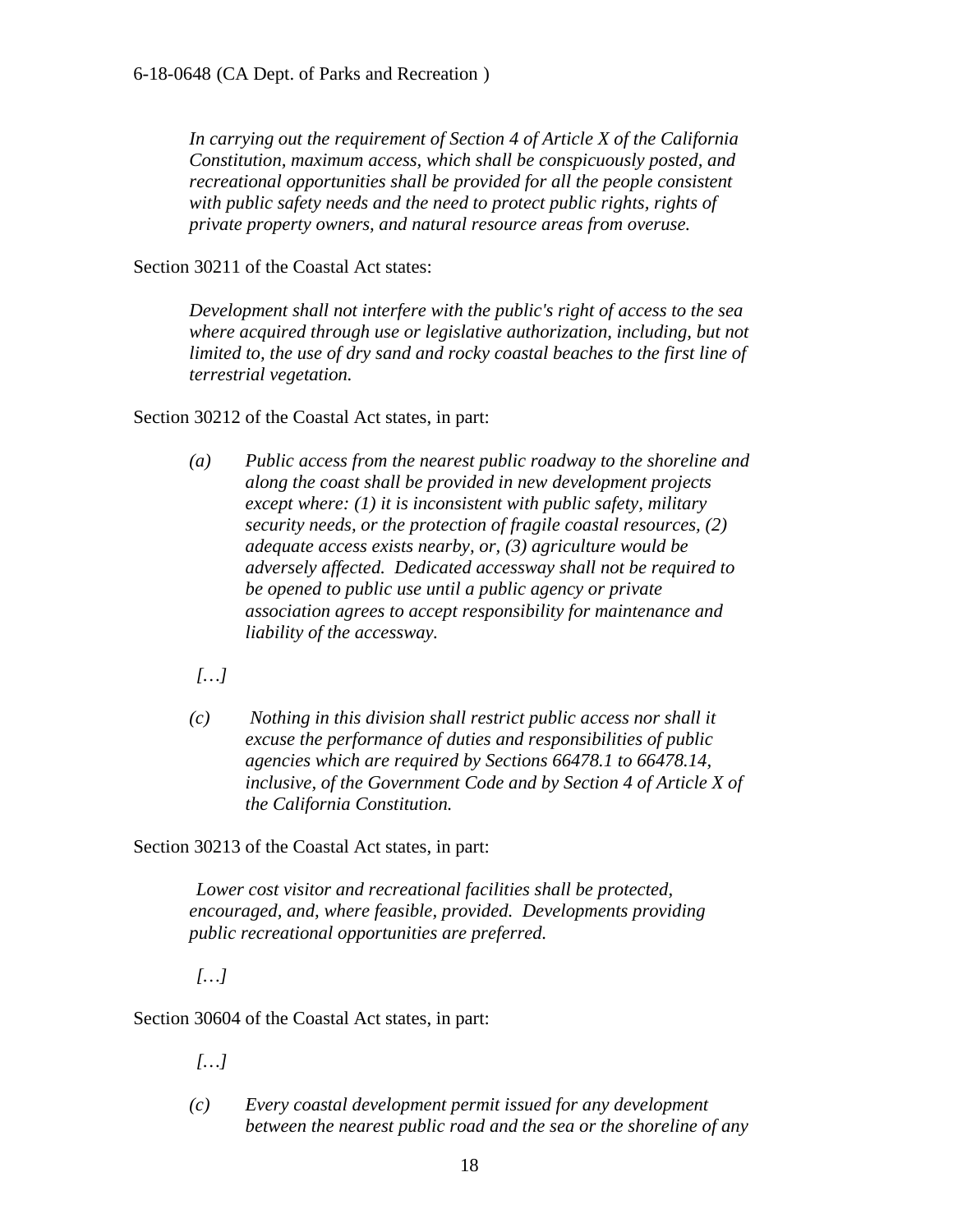*In carrying out the requirement of Section 4 of Article X of the California Constitution, maximum access, which shall be conspicuously posted, and recreational opportunities shall be provided for all the people consistent with public safety needs and the need to protect public rights, rights of private property owners, and natural resource areas from overuse.*

Section 30211 of the Coastal Act states:

> *Development shall not interfere with the public's right of access to the sea where acquired through use or legislative authorization, including, but not limited to, the use of dry sand and rocky coastal beaches to the first line of terrestrial vegetation.*

Section 30212 of the Coastal Act states, in part:

> *(a) Public access from the nearest public roadway to the shoreline and along the coast shall be provided in new development projects except where: (1) it is inconsistent with public safety, military security needs, or the protection of fragile coastal resources, (2) adequate access exists nearby, or, (3) agriculture would be adversely affected. Dedicated accessway shall not be required to be opened to public use until a public agency or private association agrees to accept responsibility for maintenance and liability of the accessway.*
>
> *[…]*
>
> *(c) Nothing in this division shall restrict public access nor shall it excuse the performance of duties and responsibilities of public agencies which are required by Sections 66478.1 to 66478.14, inclusive, of the Government Code and by Section 4 of Article X of the California Constitution.*

Section 30213 of the Coastal Act states, in part:

> *Lower cost visitor and recreational facilities shall be protected, encouraged, and, where feasible, provided. Developments providing public recreational opportunities are preferred.*
>
> *[…]*

Section 30604 of the Coastal Act states, in part:

> *[…]*
>
> *(c) Every coastal development permit issued for any development between the nearest public road and the sea or the shoreline of any*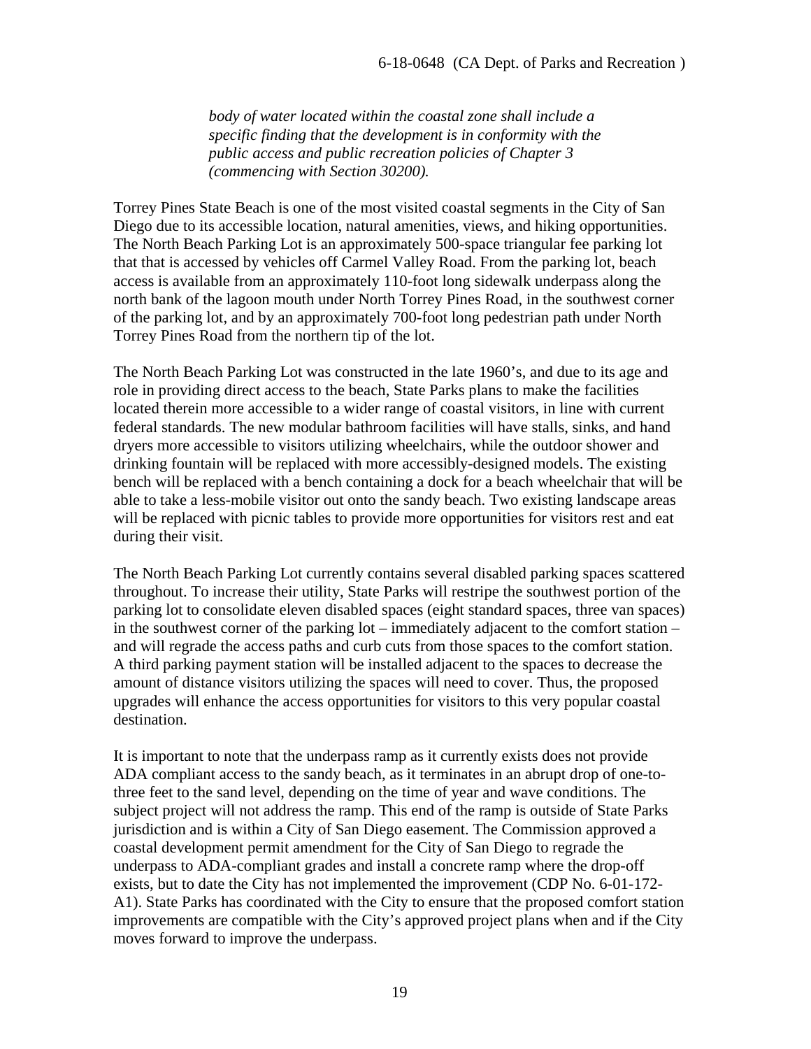> *body of water located within the coastal zone shall include a specific finding that the development is in conformity with the public access and public recreation policies of Chapter 3 (commencing with Section 30200).*

Torrey Pines State Beach is one of the most visited coastal segments in the City of San Diego due to its accessible location, natural amenities, views, and hiking opportunities. The North Beach Parking Lot is an approximately 500-space triangular fee parking lot that that is accessed by vehicles off Carmel Valley Road. From the parking lot, beach access is available from an approximately 110-foot long sidewalk underpass along the north bank of the lagoon mouth under North Torrey Pines Road, in the southwest corner of the parking lot, and by an approximately 700-foot long pedestrian path under North Torrey Pines Road from the northern tip of the lot.

The North Beach Parking Lot was constructed in the late 1960's, and due to its age and role in providing direct access to the beach, State Parks plans to make the facilities located therein more accessible to a wider range of coastal visitors, in line with current federal standards. The new modular bathroom facilities will have stalls, sinks, and hand dryers more accessible to visitors utilizing wheelchairs, while the outdoor shower and drinking fountain will be replaced with more accessibly-designed models. The existing bench will be replaced with a bench containing a dock for a beach wheelchair that will be able to take a less-mobile visitor out onto the sandy beach. Two existing landscape areas will be replaced with picnic tables to provide more opportunities for visitors rest and eat during their visit.

The North Beach Parking Lot currently contains several disabled parking spaces scattered throughout. To increase their utility, State Parks will restripe the southwest portion of the parking lot to consolidate eleven disabled spaces (eight standard spaces, three van spaces) in the southwest corner of the parking lot – immediately adjacent to the comfort station – and will regrade the access paths and curb cuts from those spaces to the comfort station. A third parking payment station will be installed adjacent to the spaces to decrease the amount of distance visitors utilizing the spaces will need to cover. Thus, the proposed upgrades will enhance the access opportunities for visitors to this very popular coastal destination.

It is important to note that the underpass ramp as it currently exists does not provide ADA compliant access to the sandy beach, as it terminates in an abrupt drop of one-to-three feet to the sand level, depending on the time of year and wave conditions. The subject project will not address the ramp. This end of the ramp is outside of State Parks jurisdiction and is within a City of San Diego easement. The Commission approved a coastal development permit amendment for the City of San Diego to regrade the underpass to ADA-compliant grades and install a concrete ramp where the drop-off exists, but to date the City has not implemented the improvement (CDP No. 6-01-172-A1). State Parks has coordinated with the City to ensure that the proposed comfort station improvements are compatible with the City's approved project plans when and if the City moves forward to improve the underpass.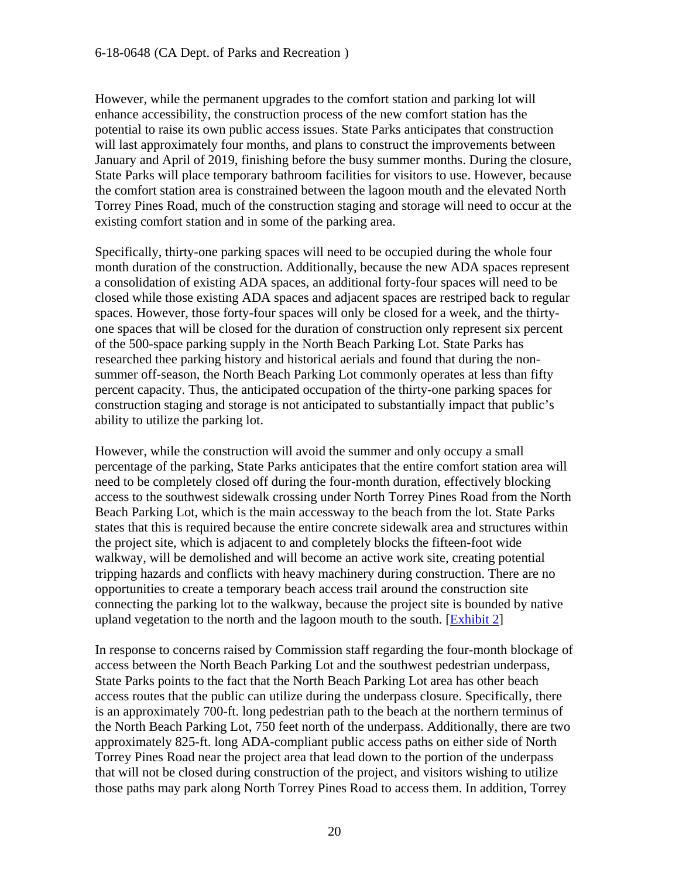However, while the permanent upgrades to the comfort station and parking lot will enhance accessibility, the construction process of the new comfort station has the potential to raise its own public access issues. State Parks anticipates that construction will last approximately four months, and plans to construct the improvements between January and April of 2019, finishing before the busy summer months. During the closure, State Parks will place temporary bathroom facilities for visitors to use. However, because the comfort station area is constrained between the lagoon mouth and the elevated North Torrey Pines Road, much of the construction staging and storage will need to occur at the existing comfort station and in some of the parking area.

Specifically, thirty-one parking spaces will need to be occupied during the whole four month duration of the construction. Additionally, because the new ADA spaces represent a consolidation of existing ADA spaces, an additional forty-four spaces will need to be closed while those existing ADA spaces and adjacent spaces are restriped back to regular spaces. However, those forty-four spaces will only be closed for a week, and the thirty-one spaces that will be closed for the duration of construction only represent six percent of the 500-space parking supply in the North Beach Parking Lot. State Parks has researched thee parking history and historical aerials and found that during the non-summer off-season, the North Beach Parking Lot commonly operates at less than fifty percent capacity. Thus, the anticipated occupation of the thirty-one parking spaces for construction staging and storage is not anticipated to substantially impact that public's ability to utilize the parking lot.

However, while the construction will avoid the summer and only occupy a small percentage of the parking, State Parks anticipates that the entire comfort station area will need to be completely closed off during the four-month duration, effectively blocking access to the southwest sidewalk crossing under North Torrey Pines Road from the North Beach Parking Lot, which is the main accessway to the beach from the lot. State Parks states that this is required because the entire concrete sidewalk area and structures within the project site, which is adjacent to and completely blocks the fifteen-foot wide walkway, will be demolished and will become an active work site, creating potential tripping hazards and conflicts with heavy machinery during construction. There are no opportunities to create a temporary beach access trail around the construction site connecting the parking lot to the walkway, because the project site is bounded by native upland vegetation to the north and the lagoon mouth to the south. [Exhibit 2]

In response to concerns raised by Commission staff regarding the four-month blockage of access between the North Beach Parking Lot and the southwest pedestrian underpass, State Parks points to the fact that the North Beach Parking Lot area has other beach access routes that the public can utilize during the underpass closure. Specifically, there is an approximately 700-ft. long pedestrian path to the beach at the northern terminus of the North Beach Parking Lot, 750 feet north of the underpass. Additionally, there are two approximately 825-ft. long ADA-compliant public access paths on either side of North Torrey Pines Road near the project area that lead down to the portion of the underpass that will not be closed during construction of the project, and visitors wishing to utilize those paths may park along North Torrey Pines Road to access them. In addition, Torrey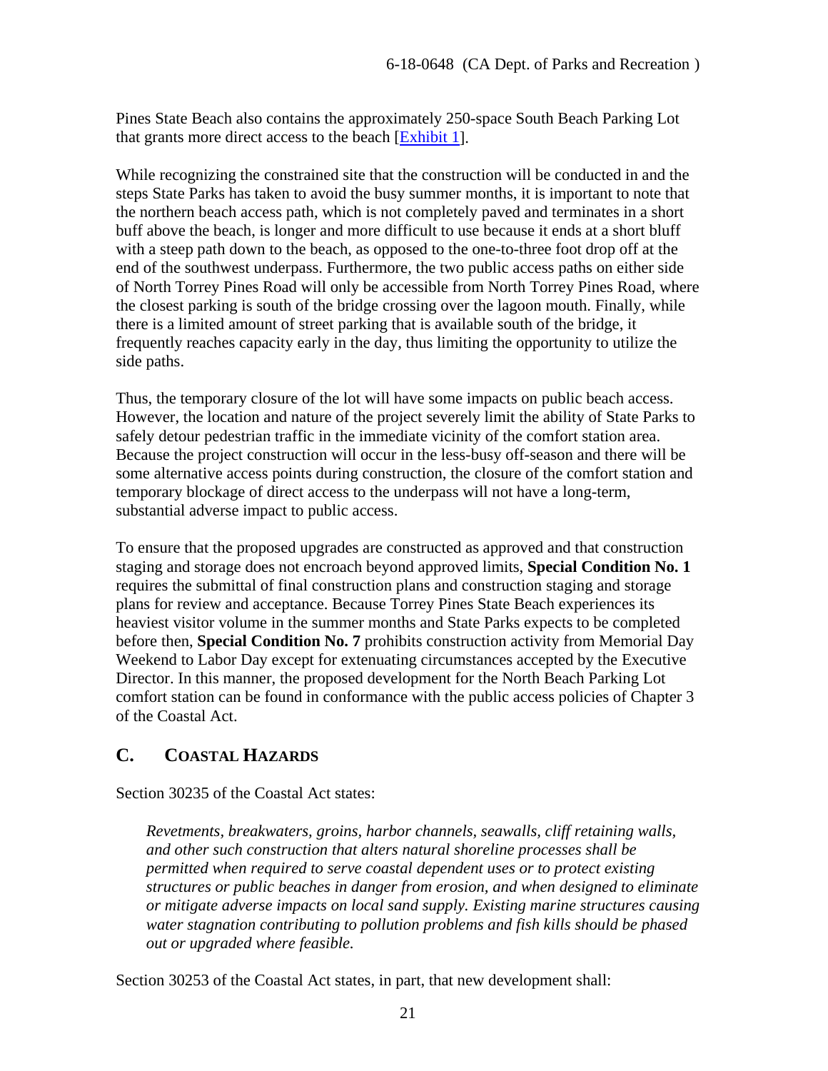Pines State Beach also contains the approximately 250-space South Beach Parking Lot that grants more direct access to the beach [Exhibit 1].

While recognizing the constrained site that the construction will be conducted in and the steps State Parks has taken to avoid the busy summer months, it is important to note that the northern beach access path, which is not completely paved and terminates in a short buff above the beach, is longer and more difficult to use because it ends at a short bluff with a steep path down to the beach, as opposed to the one-to-three foot drop off at the end of the southwest underpass. Furthermore, the two public access paths on either side of North Torrey Pines Road will only be accessible from North Torrey Pines Road, where the closest parking is south of the bridge crossing over the lagoon mouth. Finally, while there is a limited amount of street parking that is available south of the bridge, it frequently reaches capacity early in the day, thus limiting the opportunity to utilize the side paths.

Thus, the temporary closure of the lot will have some impacts on public beach access. However, the location and nature of the project severely limit the ability of State Parks to safely detour pedestrian traffic in the immediate vicinity of the comfort station area. Because the project construction will occur in the less-busy off-season and there will be some alternative access points during construction, the closure of the comfort station and temporary blockage of direct access to the underpass will not have a long-term, substantial adverse impact to public access.

To ensure that the proposed upgrades are constructed as approved and that construction staging and storage does not encroach beyond approved limits, **Special Condition No. 1** requires the submittal of final construction plans and construction staging and storage plans for review and acceptance. Because Torrey Pines State Beach experiences its heaviest visitor volume in the summer months and State Parks expects to be completed before then, **Special Condition No. 7** prohibits construction activity from Memorial Day Weekend to Labor Day except for extenuating circumstances accepted by the Executive Director. In this manner, the proposed development for the North Beach Parking Lot comfort station can be found in conformance with the public access policies of Chapter 3 of the Coastal Act.

## C. COASTAL HAZARDS

Section 30235 of the Coastal Act states:

> *Revetments, breakwaters, groins, harbor channels, seawalls, cliff retaining walls, and other such construction that alters natural shoreline processes shall be permitted when required to serve coastal dependent uses or to protect existing structures or public beaches in danger from erosion, and when designed to eliminate or mitigate adverse impacts on local sand supply. Existing marine structures causing water stagnation contributing to pollution problems and fish kills should be phased out or upgraded where feasible.*

Section 30253 of the Coastal Act states, in part, that new development shall: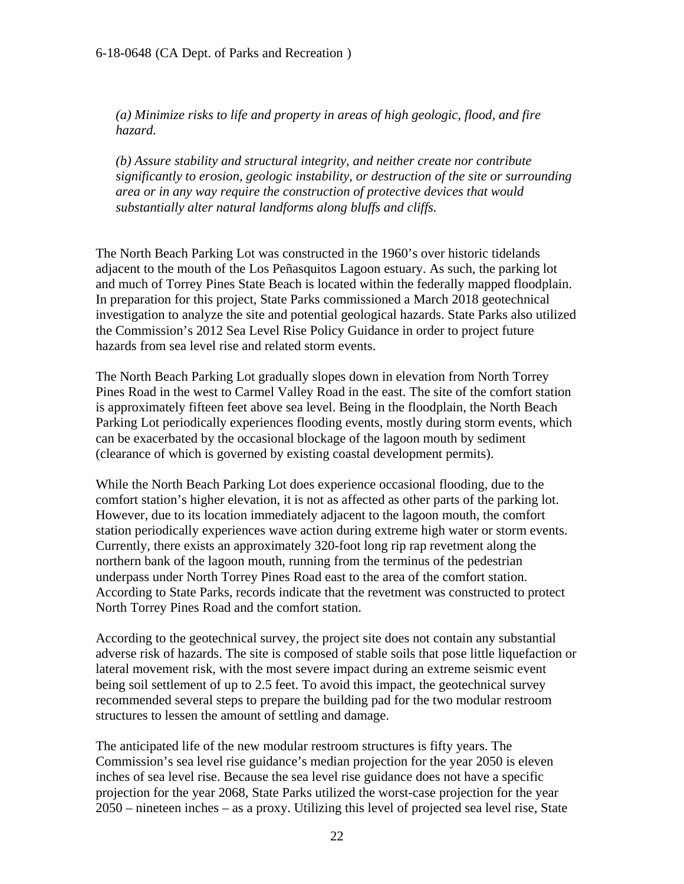*(a) Minimize risks to life and property in areas of high geologic, flood, and fire hazard.*

*(b) Assure stability and structural integrity, and neither create nor contribute significantly to erosion, geologic instability, or destruction of the site or surrounding area or in any way require the construction of protective devices that would substantially alter natural landforms along bluffs and cliffs.*

The North Beach Parking Lot was constructed in the 1960's over historic tidelands adjacent to the mouth of the Los Peñasquitos Lagoon estuary. As such, the parking lot and much of Torrey Pines State Beach is located within the federally mapped floodplain. In preparation for this project, State Parks commissioned a March 2018 geotechnical investigation to analyze the site and potential geological hazards. State Parks also utilized the Commission's 2012 Sea Level Rise Policy Guidance in order to project future hazards from sea level rise and related storm events.

The North Beach Parking Lot gradually slopes down in elevation from North Torrey Pines Road in the west to Carmel Valley Road in the east. The site of the comfort station is approximately fifteen feet above sea level. Being in the floodplain, the North Beach Parking Lot periodically experiences flooding events, mostly during storm events, which can be exacerbated by the occasional blockage of the lagoon mouth by sediment (clearance of which is governed by existing coastal development permits).

While the North Beach Parking Lot does experience occasional flooding, due to the comfort station's higher elevation, it is not as affected as other parts of the parking lot. However, due to its location immediately adjacent to the lagoon mouth, the comfort station periodically experiences wave action during extreme high water or storm events. Currently, there exists an approximately 320-foot long rip rap revetment along the northern bank of the lagoon mouth, running from the terminus of the pedestrian underpass under North Torrey Pines Road east to the area of the comfort station. According to State Parks, records indicate that the revetment was constructed to protect North Torrey Pines Road and the comfort station.

According to the geotechnical survey, the project site does not contain any substantial adverse risk of hazards. The site is composed of stable soils that pose little liquefaction or lateral movement risk, with the most severe impact during an extreme seismic event being soil settlement of up to 2.5 feet. To avoid this impact, the geotechnical survey recommended several steps to prepare the building pad for the two modular restroom structures to lessen the amount of settling and damage.

The anticipated life of the new modular restroom structures is fifty years. The Commission's sea level rise guidance's median projection for the year 2050 is eleven inches of sea level rise. Because the sea level rise guidance does not have a specific projection for the year 2068, State Parks utilized the worst-case projection for the year 2050 – nineteen inches – as a proxy. Utilizing this level of projected sea level rise, State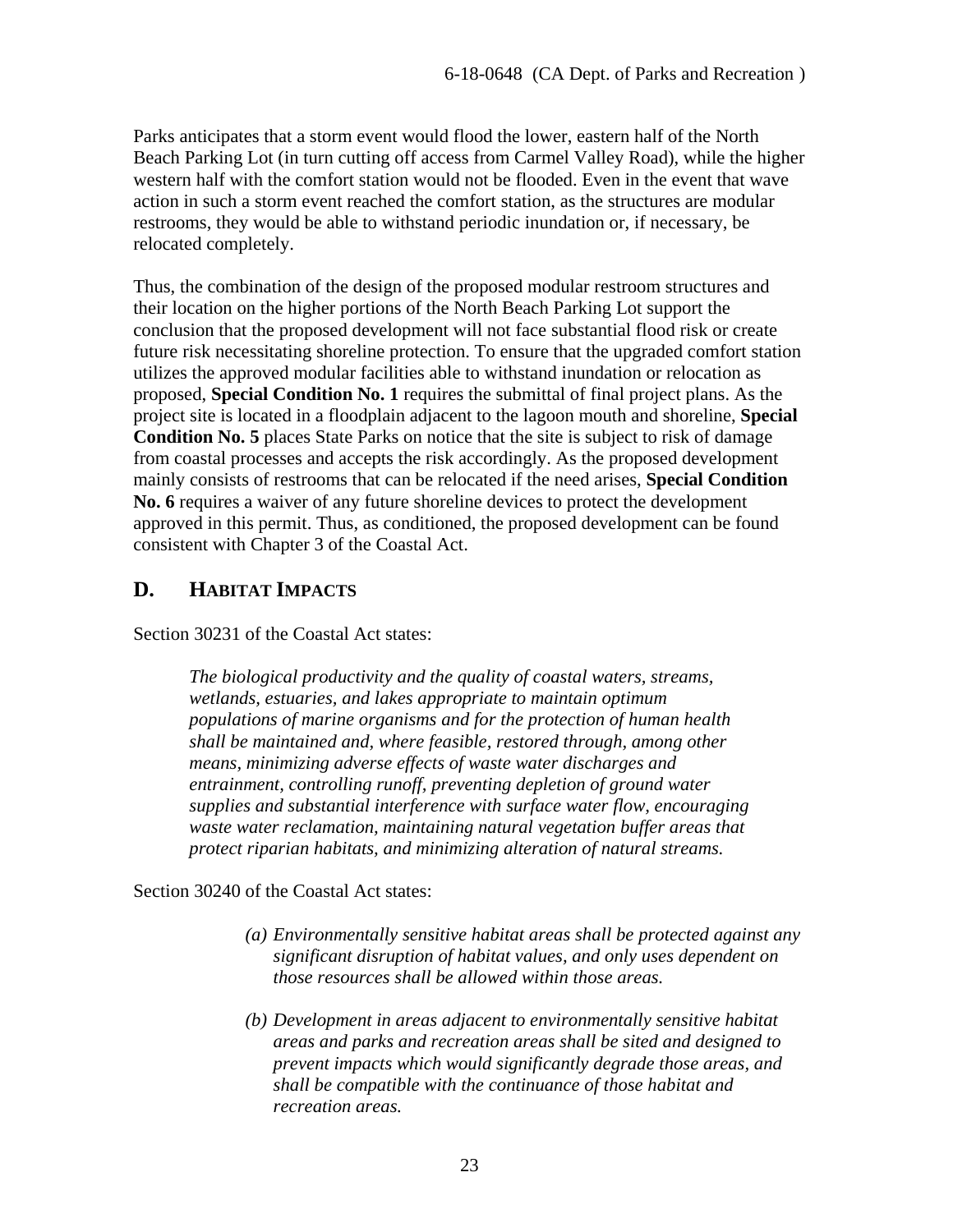Parks anticipates that a storm event would flood the lower, eastern half of the North Beach Parking Lot (in turn cutting off access from Carmel Valley Road), while the higher western half with the comfort station would not be flooded. Even in the event that wave action in such a storm event reached the comfort station, as the structures are modular restrooms, they would be able to withstand periodic inundation or, if necessary, be relocated completely.

Thus, the combination of the design of the proposed modular restroom structures and their location on the higher portions of the North Beach Parking Lot support the conclusion that the proposed development will not face substantial flood risk or create future risk necessitating shoreline protection. To ensure that the upgraded comfort station utilizes the approved modular facilities able to withstand inundation or relocation as proposed, **Special Condition No. 1** requires the submittal of final project plans. As the project site is located in a floodplain adjacent to the lagoon mouth and shoreline, **Special Condition No. 5** places State Parks on notice that the site is subject to risk of damage from coastal processes and accepts the risk accordingly. As the proposed development mainly consists of restrooms that can be relocated if the need arises, **Special Condition No. 6** requires a waiver of any future shoreline devices to protect the development approved in this permit. Thus, as conditioned, the proposed development can be found consistent with Chapter 3 of the Coastal Act.

## D. HABITAT IMPACTS

Section 30231 of the Coastal Act states:

> *The biological productivity and the quality of coastal waters, streams, wetlands, estuaries, and lakes appropriate to maintain optimum populations of marine organisms and for the protection of human health shall be maintained and, where feasible, restored through, among other means, minimizing adverse effects of waste water discharges and entrainment, controlling runoff, preventing depletion of ground water supplies and substantial interference with surface water flow, encouraging waste water reclamation, maintaining natural vegetation buffer areas that protect riparian habitats, and minimizing alteration of natural streams.*

Section 30240 of the Coastal Act states:

> *(a) Environmentally sensitive habitat areas shall be protected against any significant disruption of habitat values, and only uses dependent on those resources shall be allowed within those areas.*
>
> *(b) Development in areas adjacent to environmentally sensitive habitat areas and parks and recreation areas shall be sited and designed to prevent impacts which would significantly degrade those areas, and shall be compatible with the continuance of those habitat and recreation areas.*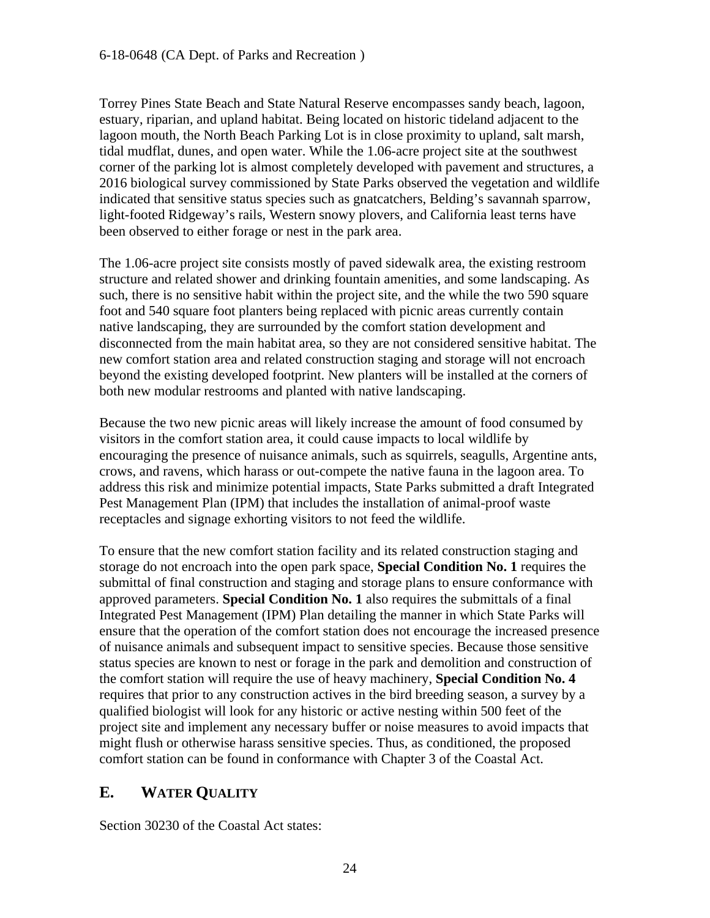Torrey Pines State Beach and State Natural Reserve encompasses sandy beach, lagoon, estuary, riparian, and upland habitat. Being located on historic tideland adjacent to the lagoon mouth, the North Beach Parking Lot is in close proximity to upland, salt marsh, tidal mudflat, dunes, and open water. While the 1.06-acre project site at the southwest corner of the parking lot is almost completely developed with pavement and structures, a 2016 biological survey commissioned by State Parks observed the vegetation and wildlife indicated that sensitive status species such as gnatcatchers, Belding's savannah sparrow, light-footed Ridgeway's rails, Western snowy plovers, and California least terns have been observed to either forage or nest in the park area.

The 1.06-acre project site consists mostly of paved sidewalk area, the existing restroom structure and related shower and drinking fountain amenities, and some landscaping. As such, there is no sensitive habit within the project site, and the while the two 590 square foot and 540 square foot planters being replaced with picnic areas currently contain native landscaping, they are surrounded by the comfort station development and disconnected from the main habitat area, so they are not considered sensitive habitat. The new comfort station area and related construction staging and storage will not encroach beyond the existing developed footprint. New planters will be installed at the corners of both new modular restrooms and planted with native landscaping.

Because the two new picnic areas will likely increase the amount of food consumed by visitors in the comfort station area, it could cause impacts to local wildlife by encouraging the presence of nuisance animals, such as squirrels, seagulls, Argentine ants, crows, and ravens, which harass or out-compete the native fauna in the lagoon area. To address this risk and minimize potential impacts, State Parks submitted a draft Integrated Pest Management Plan (IPM) that includes the installation of animal-proof waste receptacles and signage exhorting visitors to not feed the wildlife.

To ensure that the new comfort station facility and its related construction staging and storage do not encroach into the open park space, **Special Condition No. 1** requires the submittal of final construction and staging and storage plans to ensure conformance with approved parameters. **Special Condition No. 1** also requires the submittals of a final Integrated Pest Management (IPM) Plan detailing the manner in which State Parks will ensure that the operation of the comfort station does not encourage the increased presence of nuisance animals and subsequent impact to sensitive species. Because those sensitive status species are known to nest or forage in the park and demolition and construction of the comfort station will require the use of heavy machinery, **Special Condition No. 4** requires that prior to any construction actives in the bird breeding season, a survey by a qualified biologist will look for any historic or active nesting within 500 feet of the project site and implement any necessary buffer or noise measures to avoid impacts that might flush or otherwise harass sensitive species. Thus, as conditioned, the proposed comfort station can be found in conformance with Chapter 3 of the Coastal Act.

## E. WATER QUALITY

Section 30230 of the Coastal Act states: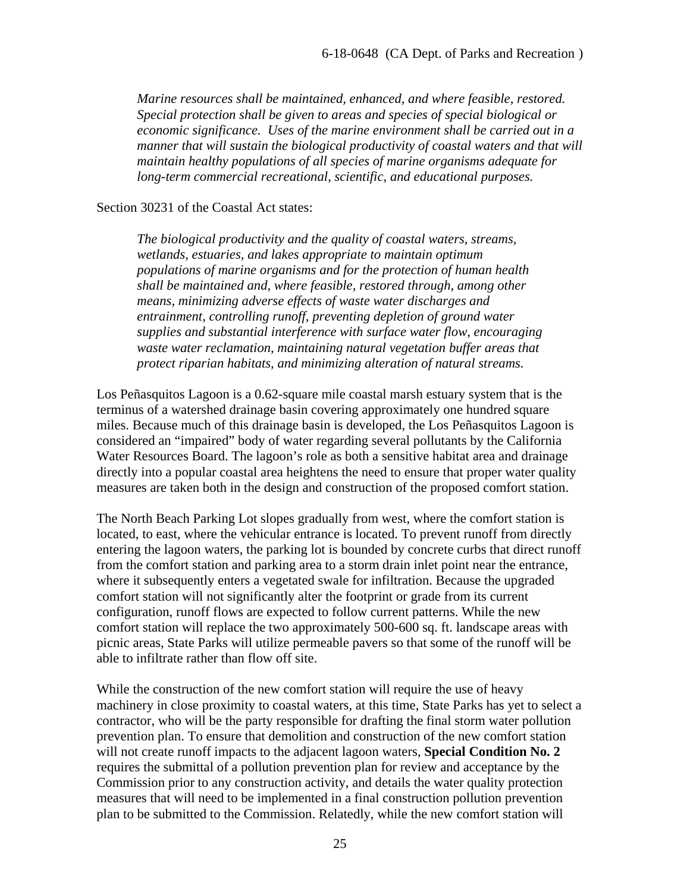> *Marine resources shall be maintained, enhanced, and where feasible, restored. Special protection shall be given to areas and species of special biological or economic significance. Uses of the marine environment shall be carried out in a manner that will sustain the biological productivity of coastal waters and that will maintain healthy populations of all species of marine organisms adequate for long-term commercial recreational, scientific, and educational purposes.*

Section 30231 of the Coastal Act states:

> *The biological productivity and the quality of coastal waters, streams, wetlands, estuaries, and lakes appropriate to maintain optimum populations of marine organisms and for the protection of human health shall be maintained and, where feasible, restored through, among other means, minimizing adverse effects of waste water discharges and entrainment, controlling runoff, preventing depletion of ground water supplies and substantial interference with surface water flow, encouraging waste water reclamation, maintaining natural vegetation buffer areas that protect riparian habitats, and minimizing alteration of natural streams.*

Los Peñasquitos Lagoon is a 0.62-square mile coastal marsh estuary system that is the terminus of a watershed drainage basin covering approximately one hundred square miles. Because much of this drainage basin is developed, the Los Peñasquitos Lagoon is considered an "impaired" body of water regarding several pollutants by the California Water Resources Board. The lagoon's role as both a sensitive habitat area and drainage directly into a popular coastal area heightens the need to ensure that proper water quality measures are taken both in the design and construction of the proposed comfort station.

The North Beach Parking Lot slopes gradually from west, where the comfort station is located, to east, where the vehicular entrance is located. To prevent runoff from directly entering the lagoon waters, the parking lot is bounded by concrete curbs that direct runoff from the comfort station and parking area to a storm drain inlet point near the entrance, where it subsequently enters a vegetated swale for infiltration. Because the upgraded comfort station will not significantly alter the footprint or grade from its current configuration, runoff flows are expected to follow current patterns. While the new comfort station will replace the two approximately 500-600 sq. ft. landscape areas with picnic areas, State Parks will utilize permeable pavers so that some of the runoff will be able to infiltrate rather than flow off site.

While the construction of the new comfort station will require the use of heavy machinery in close proximity to coastal waters, at this time, State Parks has yet to select a contractor, who will be the party responsible for drafting the final storm water pollution prevention plan. To ensure that demolition and construction of the new comfort station will not create runoff impacts to the adjacent lagoon waters, **Special Condition No. 2** requires the submittal of a pollution prevention plan for review and acceptance by the Commission prior to any construction activity, and details the water quality protection measures that will need to be implemented in a final construction pollution prevention plan to be submitted to the Commission. Relatedly, while the new comfort station will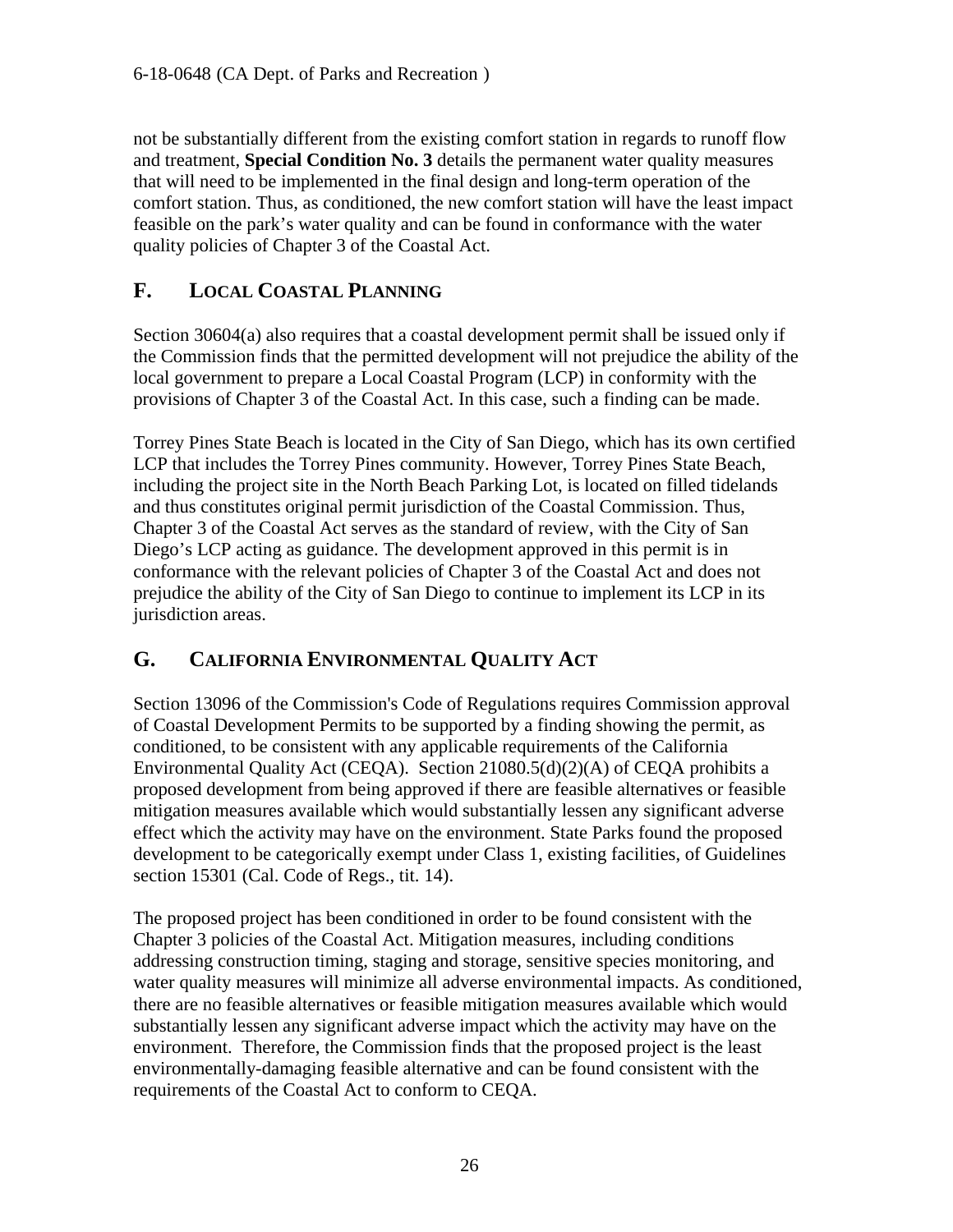not be substantially different from the existing comfort station in regards to runoff flow and treatment, **Special Condition No. 3** details the permanent water quality measures that will need to be implemented in the final design and long-term operation of the comfort station. Thus, as conditioned, the new comfort station will have the least impact feasible on the park's water quality and can be found in conformance with the water quality policies of Chapter 3 of the Coastal Act.

## F. LOCAL COASTAL PLANNING

Section 30604(a) also requires that a coastal development permit shall be issued only if the Commission finds that the permitted development will not prejudice the ability of the local government to prepare a Local Coastal Program (LCP) in conformity with the provisions of Chapter 3 of the Coastal Act. In this case, such a finding can be made.

Torrey Pines State Beach is located in the City of San Diego, which has its own certified LCP that includes the Torrey Pines community. However, Torrey Pines State Beach, including the project site in the North Beach Parking Lot, is located on filled tidelands and thus constitutes original permit jurisdiction of the Coastal Commission. Thus, Chapter 3 of the Coastal Act serves as the standard of review, with the City of San Diego's LCP acting as guidance. The development approved in this permit is in conformance with the relevant policies of Chapter 3 of the Coastal Act and does not prejudice the ability of the City of San Diego to continue to implement its LCP in its jurisdiction areas.

## G. CALIFORNIA ENVIRONMENTAL QUALITY ACT

Section 13096 of the Commission's Code of Regulations requires Commission approval of Coastal Development Permits to be supported by a finding showing the permit, as conditioned, to be consistent with any applicable requirements of the California Environmental Quality Act (CEQA). Section 21080.5(d)(2)(A) of CEQA prohibits a proposed development from being approved if there are feasible alternatives or feasible mitigation measures available which would substantially lessen any significant adverse effect which the activity may have on the environment. State Parks found the proposed development to be categorically exempt under Class 1, existing facilities, of Guidelines section 15301 (Cal. Code of Regs., tit. 14).

The proposed project has been conditioned in order to be found consistent with the Chapter 3 policies of the Coastal Act. Mitigation measures, including conditions addressing construction timing, staging and storage, sensitive species monitoring, and water quality measures will minimize all adverse environmental impacts. As conditioned, there are no feasible alternatives or feasible mitigation measures available which would substantially lessen any significant adverse impact which the activity may have on the environment. Therefore, the Commission finds that the proposed project is the least environmentally-damaging feasible alternative and can be found consistent with the requirements of the Coastal Act to conform to CEQA.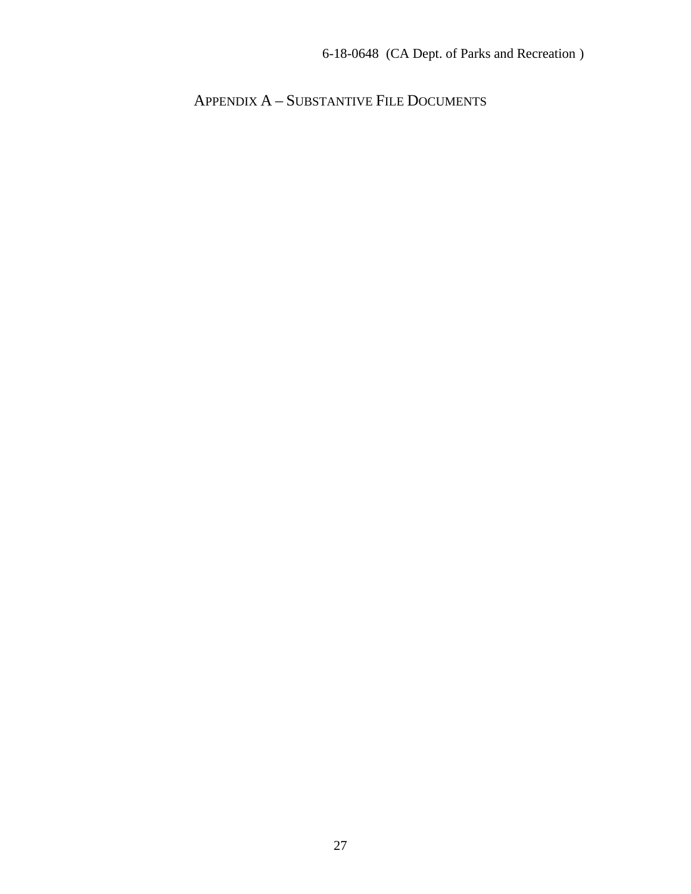## Appendix A – Substantive File Documents